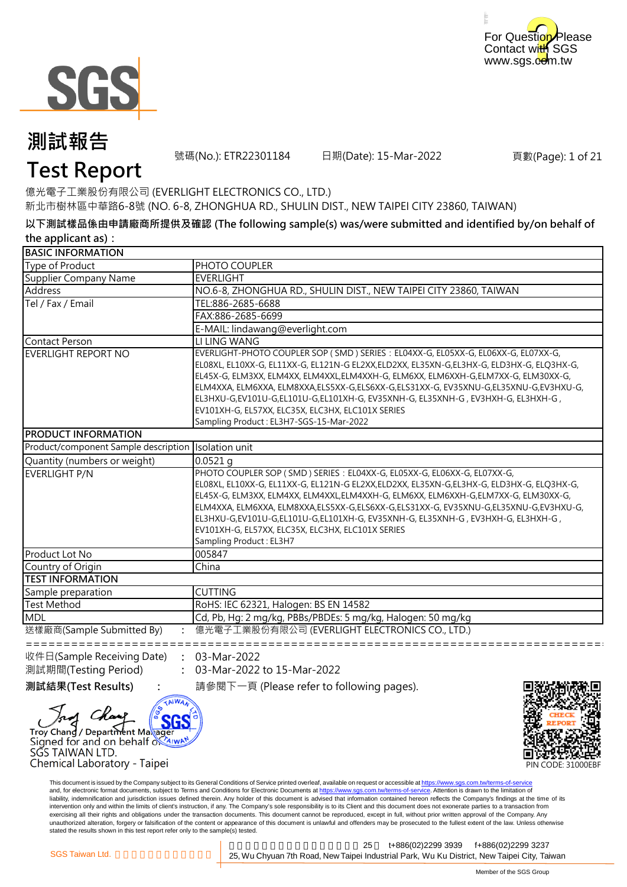For Question Please Contact with SGS www.sgs.com.tw

# 測試報告 Test Report

號碼(No.): ETR22301184　　日期(Date): 15-Mar-2022

億光電子工業股份有限公司 (EVERLIGHT ELECTRONICS CO., LTD.)
新北市樹林區中華路6-8號 (NO. 6-8, ZHONGHUA RD., SHULIN DIST., NEW TAIPEI CITY 23860, TAIWAN)

**以下測試樣品係由申請廠商所提供及確認 (The following sample(s) was/were submitted and identified by/on behalf of the applicant as)：**

| BASIC INFORMATION | |
|---|---|
| Type of Product | PHOTO COUPLER |
| Supplier Company Name | EVERLIGHT |
| Address | NO.6-8, ZHONGHUA RD., SHULIN DIST., NEW TAIPEI CITY 23860, TAIWAN |
| Tel / Fax / Email | TEL:886-2685-6688 |
| | FAX:886-2685-6699 |
| | E-MAIL: lindawang@everlight.com |
| Contact Person | LI LING WANG |
| EVERLIGHT REPORT NO | EVERLIGHT-PHOTO COUPLER SOP ( SMD ) SERIES：EL04XX-G, EL05XX-G, EL06XX-G, EL07XX-G, EL08XL, EL10XX-G, EL11XX-G, EL121N-G EL2XX,ELD2XX, EL35XN-G,EL3HX-G, ELD3HX-G, ELQ3HX-G, EL45X-G, ELM3XX, ELM4XX, ELM4XXL,ELM4XXH-G, ELM6XX, ELM6XXH-G,ELM7XX-G, ELM30XX-G, ELM4XXA, ELM6XXA, ELM8XXA,ELS5XX-G,ELS6XX-G,ELS31XX-G, EV35XNU-G,EL35XNU-G,EV3HXU-G, EL3HXU-G,EV101U-G,EL101U-G,EL101XH-G, EV35XNH-G, EL35XNH-G , EV3HXH-G, EL3HXH-G , EV101XH-G, EL57XX, ELC35X, ELC3HX, ELC101X SERIES<br>Sampling Product : EL3H7-SGS-15-Mar-2022 |
| **PRODUCT INFORMATION** | |
| Product/component Sample description | Isolation unit |
| Quantity (numbers or weight) | 0.0521 g |
| EVERLIGHT P/N | PHOTO COUPLER SOP ( SMD ) SERIES：EL04XX-G, EL05XX-G, EL06XX-G, EL07XX-G, EL08XL, EL10XX-G, EL11XX-G, EL121N-G EL2XX,ELD2XX, EL35XN-G,EL3HX-G, ELD3HX-G, ELQ3HX-G, EL45X-G, ELM3XX, ELM4XX, ELM4XXL,ELM4XXH-G, ELM6XX, ELM6XXH-G,ELM7XX-G, ELM30XX-G, ELM4XXA, ELM6XXA, ELM8XXA,ELS5XX-G,ELS6XX-G,ELS31XX-G, EV35XNU-G,EL35XNU-G,EV3HXU-G, EL3HXU-G,EV101U-G,EL101U-G,EL101XH-G, EV35XNH-G, EL35XNH-G , EV3HXH-G, EL3HXH-G , EV101XH-G, EL57XX, ELC35X, ELC3HX, ELC101X SERIES<br>Sampling Product : EL3H7 |
| Product Lot No | 005847 |
| Country of Origin | China |
| **TEST INFORMATION** | |
| Sample preparation | CUTTING |
| Test Method | RoHS: IEC 62321, Halogen: BS EN 14582 |
| MDL | Cd, Pb, Hg: 2 mg/kg, PBBs/PBDEs: 5 mg/kg, Halogen: 50 mg/kg |

送樣廠商(Sample Submitted By)　:　億光電子工業股份有限公司 (EVERLIGHT ELECTRONICS CO., LTD.)

收件日(Sample Receiving Date)　:　03-Mar-2022
測試期間(Testing Period)　:　03-Mar-2022 to 15-Mar-2022

**測試結果(Test Results)**　:　請參閱下一頁 (Please refer to following pages).

Troy Chang / Department Manager
Signed for and on behalf of
SGS TAIWAN LTD.
Chemical Laboratory - Taipei

CHECK REPORT
PIN CODE: 31000EBF

This document is issued by the Company subject to its General Conditions of Service printed overleaf, available on request or accessible at https://www.sgs.com.tw/terms-of-service and, for electronic format documents, subject to Terms and Conditions for Electronic Documents at https://www.sgs.com.tw/terms-of-service. Attention is drawn to the limitation of liability, indemnification and jurisdiction issues defined therein. Any holder of this document is advised that information contained hereon reflects the Company's findings at the time of its intervention only and within the limits of client's instruction, if any. The Company's sole responsibility is to its Client and this document does not exonerate parties to a transaction from exercising all their rights and obligations under the transaction documents. This document cannot be reproduced, except in full, without prior written approval of the Company. Any unauthorized alteration, forgery or falsification of the content or appearance of this document is unlawful and offenders may be prosecuted to the fullest extent of the law. Unless otherwise stated the results shown in this test report refer only to the sample(s) tested.

SGS Taiwan Ltd.　25, Wu Chyuan 7th Road, New Taipei Industrial Park, Wu Ku District, New Taipei City, Taiwan　t+886(02)2299 3939　f+886(02)2299 3237

Member of the SGS Group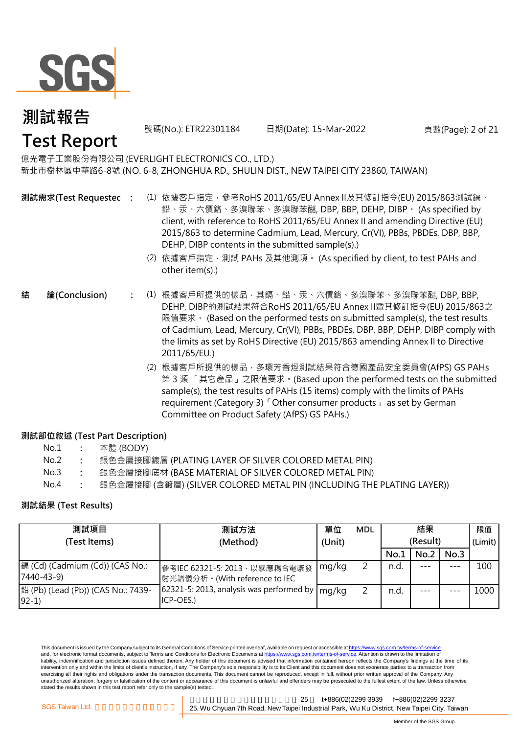# 測試報告
# Test Report

號碼(No.): ETR22301184　　日期(Date): 15-Mar-2022

億光電子工業股份有限公司 (EVERLIGHT ELECTRONICS CO., LTD.)
新北市樹林區中華路6-8號 (NO. 6-8, ZHONGHUA RD., SHULIN DIST., NEW TAIPEI CITY 23860, TAIWAN)

**測試需求(Test Requested)** :

(1) 依據客戶指定，參考RoHS 2011/65/EU Annex II及其修訂指令(EU) 2015/863測試鎘、鉛、汞、六價鉻、多溴聯苯、多溴聯苯醚, DBP, BBP, DEHP, DIBP。 (As specified by client, with reference to RoHS 2011/65/EU Annex II and amending Directive (EU) 2015/863 to determine Cadmium, Lead, Mercury, Cr(VI), PBBs, PBDEs, DBP, BBP, DEHP, DIBP contents in the submitted sample(s).)

(2) 依據客戶指定，測試 PAHs 及其他測項。 (As specified by client, to test PAHs and other item(s).)

**結　論(Conclusion)** :

(1) 根據客戶所提供的樣品，其鎘、鉛、汞、六價鉻、多溴聯苯、多溴聯苯醚, DBP, BBP, DEHP, DIBP的測試結果符合RoHS 2011/65/EU Annex II暨其修訂指令(EU) 2015/863之限值要求。 (Based on the performed tests on submitted sample(s), the test results of Cadmium, Lead, Mercury, Cr(VI), PBBs, PBDEs, DBP, BBP, DEHP, DIBP comply with the limits as set by RoHS Directive (EU) 2015/863 amending Annex II to Directive 2011/65/EU.)

(2) 根據客戶所提供的樣品，多環芳香烴測試結果符合德國產品安全委員會(AfPS) GS PAHs 第 3 類 「其它產品」之限值要求。(Based upon the performed tests on the submitted sample(s), the test results of PAHs (15 items) comply with the limits of PAHs requirement (Category 3)「Other consumer products」 as set by German Committee on Product Safety (AfPS) GS PAHs.)

**測試部位敘述 (Test Part Description)**

No.1 : 本體 (BODY)
No.2 : 銀色金屬接腳鍍層 (PLATING LAYER OF SILVER COLORED METAL PIN)
No.3 : 銀色金屬接腳底材 (BASE MATERIAL OF SILVER COLORED METAL PIN)
No.4 : 銀色金屬接腳 (含鍍層) (SILVER COLORED METAL PIN (INCLUDING THE PLATING LAYER))

**測試結果 (Test Results)**

| 測試項目 (Test Items) | 測試方法 (Method) | 單位 (Unit) | MDL | 結果 (Result) | | | 限值 (Limit) |
|---|---|---|---|---|---|---|---|
| | | | | No.1 | No.2 | No.3 | |
| 鎘 (Cd) (Cadmium (Cd)) (CAS No.: 7440-43-9) | 參考IEC 62321-5: 2013，以感應耦合電漿發射光譜儀分析。(With reference to IEC 62321-5: 2013, analysis was performed by ICP-OES.) | mg/kg | 2 | n.d. | --- | --- | 100 |
| 鉛 (Pb) (Lead (Pb)) (CAS No.: 7439-92-1) | | mg/kg | 2 | n.d. | --- | --- | 1000 |

This document is issued by the Company subject to its General Conditions of Service printed overleaf, available on request or accessible at https://www.sgs.com.tw/terms-of-service and, for electronic format documents, subject to Terms and Conditions for Electronic Documents at https://www.sgs.com.tw/terms-of-service. Attention is drawn to the limitation of liability, indemnification and jurisdiction issues defined therein. Any holder of this document is advised that information contained hereon reflects the Company's findings at the time of its intervention only and within the limits of client's instruction, if any. The Company's sole responsibility is to its Client and this document does not exonerate parties to a transaction from exercising all their rights and obligations under the transaction documents. This document cannot be reproduced, except in full, without prior written approval of the Company. Any unauthorized alteration, forgery or falsification of the content or appearance of this document is unlawful and offenders may be prosecuted to the fullest extent of the law. Unless otherwise stated the results shown in this test report refer only to the sample(s) tested.

SGS Taiwan Ltd. | 25, Wu Chyuan 7th Road, New Taipei Industrial Park, Wu Ku District, New Taipei City, Taiwan | t+886(02)2299 3939 f+886(02)2299 3237

Member of the SGS Group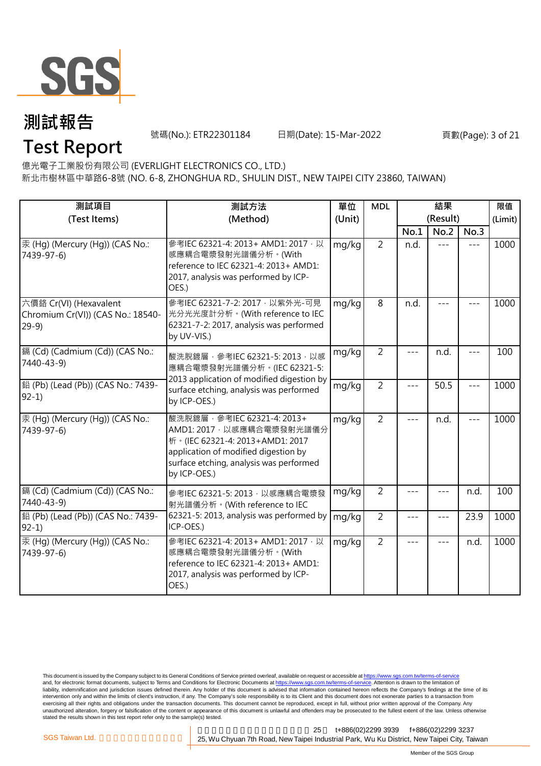# 測試報告

# Test Report

號碼(No.): ETR22301184　　日期(Date): 15-Mar-2022

億光電子工業股份有限公司 (EVERLIGHT ELECTRONICS CO., LTD.)

新北市樹林區中華路6-8號 (NO. 6-8, ZHONGHUA RD., SHULIN DIST., NEW TAIPEI CITY 23860, TAIWAN)

| 測試項目 (Test Items) | 測試方法 (Method) | 單位 (Unit) | MDL | 結果 (Result) | | | 限值 (Limit) |
|---|---|---|---|---|---|---|---|
| | | | | No.1 | No.2 | No.3 | |
| 汞 (Hg) (Mercury (Hg)) (CAS No.: 7439-97-6) | 參考IEC 62321-4: 2013+ AMD1: 2017，以感應耦合電漿發射光譜儀分析。(With reference to IEC 62321-4: 2013+ AMD1: 2017, analysis was performed by ICP-OES.) | mg/kg | 2 | n.d. | --- | --- | 1000 |
| 六價鉻 Cr(VI) (Hexavalent Chromium Cr(VI)) (CAS No.: 18540-29-9) | 參考IEC 62321-7-2: 2017，以紫外光-可見光分光光度計分析。(With reference to IEC 62321-7-2: 2017, analysis was performed by UV-VIS.) | mg/kg | 8 | n.d. | --- | --- | 1000 |
| 鎘 (Cd) (Cadmium (Cd)) (CAS No.: 7440-43-9) | 酸洗脫鍍層，參考IEC 62321-5: 2013，以感應耦合電漿發射光譜儀分析。(IEC 62321-5: 2013 application of modified digestion by surface etching, analysis was performed by ICP-OES.) | mg/kg | 2 | --- | n.d. | --- | 100 |
| 鉛 (Pb) (Lead (Pb)) (CAS No.: 7439-92-1) | | mg/kg | 2 | --- | 50.5 | --- | 1000 |
| 汞 (Hg) (Mercury (Hg)) (CAS No.: 7439-97-6) | 酸洗脫鍍層，參考IEC 62321-4: 2013+ AMD1: 2017，以感應耦合電漿發射光譜儀分析。(IEC 62321-4: 2013+AMD1: 2017 application of modified digestion by surface etching, analysis was performed by ICP-OES.) | mg/kg | 2 | --- | n.d. | --- | 1000 |
| 鎘 (Cd) (Cadmium (Cd)) (CAS No.: 7440-43-9) | 參考IEC 62321-5: 2013，以感應耦合電漿發射光譜儀分析。(With reference to IEC 62321-5: 2013, analysis was performed by ICP-OES.) | mg/kg | 2 | --- | --- | n.d. | 100 |
| 鉛 (Pb) (Lead (Pb)) (CAS No.: 7439-92-1) | | mg/kg | 2 | --- | --- | 23.9 | 1000 |
| 汞 (Hg) (Mercury (Hg)) (CAS No.: 7439-97-6) | 參考IEC 62321-4: 2013+ AMD1: 2017，以感應耦合電漿發射光譜儀分析。(With reference to IEC 62321-4: 2013+ AMD1: 2017, analysis was performed by ICP-OES.) | mg/kg | 2 | --- | --- | n.d. | 1000 |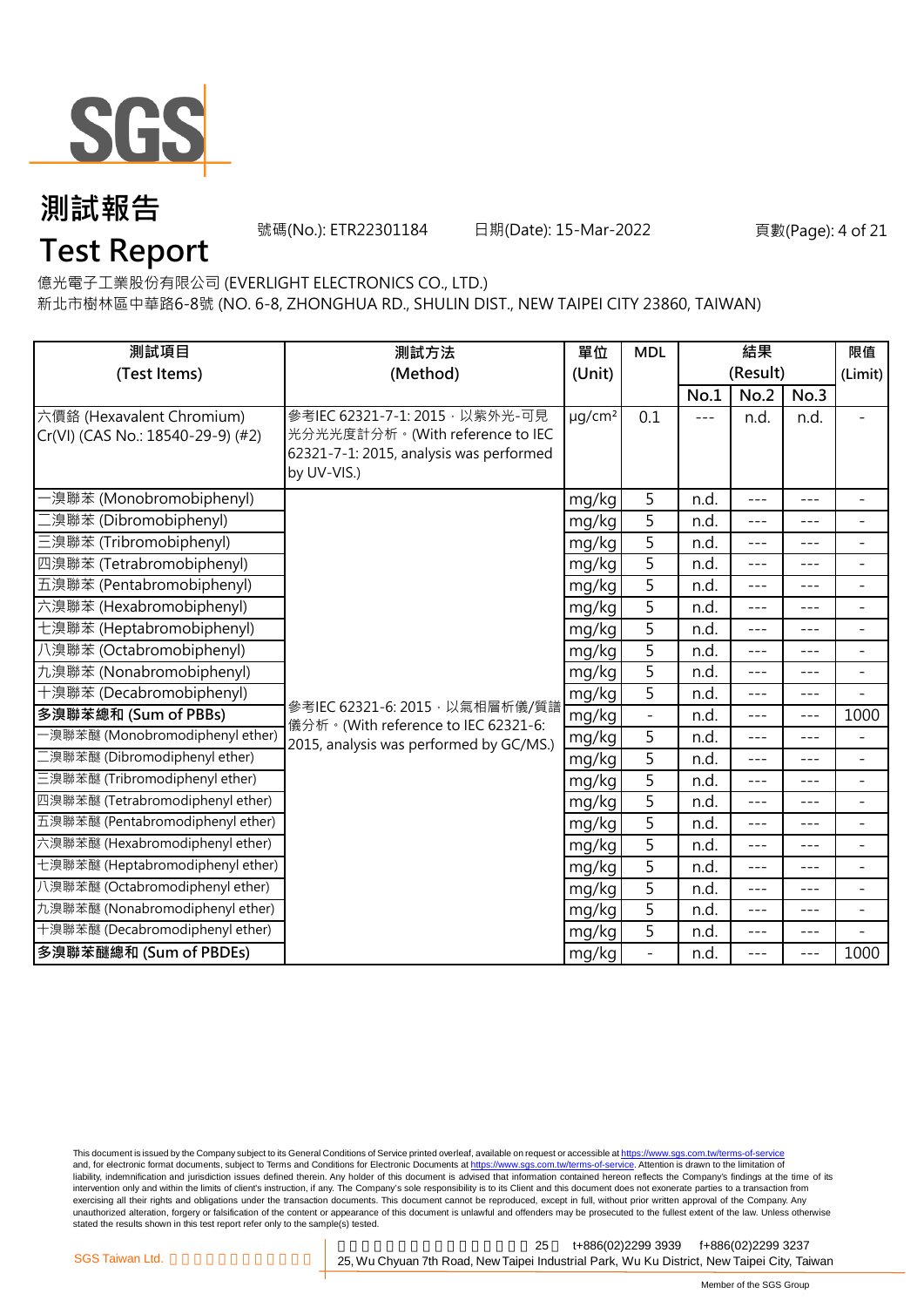# 測試報告

# Test Report

號碼(No.): ETR22301184 日期(Date): 15-Mar-2022

億光電子工業股份有限公司 (EVERLIGHT ELECTRONICS CO., LTD.)
新北市樹林區中華路6-8號 (NO. 6-8, ZHONGHUA RD., SHULIN DIST., NEW TAIPEI CITY 23860, TAIWAN)

| 測試項目 (Test Items) | 測試方法 (Method) | 單位 (Unit) | MDL | 結果 (Result) No.1 | No.2 | No.3 | 限值 (Limit) |
|---|---|---|---|---|---|---|---|
| 六價鉻 (Hexavalent Chromium) Cr(VI) (CAS No.: 18540-29-9) (#2) | 參考IEC 62321-7-1: 2015，以紫外光-可見光分光光度計分析。(With reference to IEC 62321-7-1: 2015, analysis was performed by UV-VIS.) | μg/cm² | 0.1 | --- | n.d. | n.d. | - |
| 一溴聯苯 (Monobromobiphenyl) | 參考IEC 62321-6: 2015，以氣相層析儀/質譜儀分析。(With reference to IEC 62321-6: 2015, analysis was performed by GC/MS.) | mg/kg | 5 | n.d. | --- | --- | - |
| 二溴聯苯 (Dibromobiphenyl) | | mg/kg | 5 | n.d. | --- | --- | - |
| 三溴聯苯 (Tribromobiphenyl) | | mg/kg | 5 | n.d. | --- | --- | - |
| 四溴聯苯 (Tetrabromobiphenyl) | | mg/kg | 5 | n.d. | --- | --- | - |
| 五溴聯苯 (Pentabromobiphenyl) | | mg/kg | 5 | n.d. | --- | --- | - |
| 六溴聯苯 (Hexabromobiphenyl) | | mg/kg | 5 | n.d. | --- | --- | - |
| 七溴聯苯 (Heptabromobiphenyl) | | mg/kg | 5 | n.d. | --- | --- | - |
| 八溴聯苯 (Octabromobiphenyl) | | mg/kg | 5 | n.d. | --- | --- | - |
| 九溴聯苯 (Nonabromobiphenyl) | | mg/kg | 5 | n.d. | --- | --- | - |
| 十溴聯苯 (Decabromobiphenyl) | | mg/kg | 5 | n.d. | --- | --- | - |
| **多溴聯苯總和 (Sum of PBBs)** | | mg/kg | - | n.d. | --- | --- | 1000 |
| 一溴聯苯醚 (Monobromodiphenyl ether) | | mg/kg | 5 | n.d. | --- | --- | - |
| 二溴聯苯醚 (Dibromodiphenyl ether) | | mg/kg | 5 | n.d. | --- | --- | - |
| 三溴聯苯醚 (Tribromodiphenyl ether) | | mg/kg | 5 | n.d. | --- | --- | - |
| 四溴聯苯醚 (Tetrabromodiphenyl ether) | | mg/kg | 5 | n.d. | --- | --- | - |
| 五溴聯苯醚 (Pentabromodiphenyl ether) | | mg/kg | 5 | n.d. | --- | --- | - |
| 六溴聯苯醚 (Hexabromodiphenyl ether) | | mg/kg | 5 | n.d. | --- | --- | - |
| 七溴聯苯醚 (Heptabromodiphenyl ether) | | mg/kg | 5 | n.d. | --- | --- | - |
| 八溴聯苯醚 (Octabromodiphenyl ether) | | mg/kg | 5 | n.d. | --- | --- | - |
| 九溴聯苯醚 (Nonabromodiphenyl ether) | | mg/kg | 5 | n.d. | --- | --- | - |
| 十溴聯苯醚 (Decabromodiphenyl ether) | | mg/kg | 5 | n.d. | --- | --- | - |
| **多溴聯苯醚總和 (Sum of PBDEs)** | | mg/kg | - | n.d. | --- | --- | 1000 |

This document is issued by the Company subject to its General Conditions of Service printed overleaf, available on request or accessible at https://www.sgs.com.tw/terms-of-service and, for electronic format documents, subject to Terms and Conditions for Electronic Documents at https://www.sgs.com.tw/terms-of-service. Attention is drawn to the limitation of liability, indemnification and jurisdiction issues defined therein. Any holder of this document is advised that information contained hereon reflects the Company's findings at the time of its intervention only and within the limits of client's instruction, if any. The Company's sole responsibility is to its Client and this document does not exonerate parties to a transaction from exercising all their rights and obligations under the transaction documents. This document cannot be reproduced, except in full, without prior written approval of the Company. Any unauthorized alteration, forgery or falsification of the content or appearance of this document is unlawful and offenders may be prosecuted to the fullest extent of the law. Unless otherwise stated the results shown in this test report refer only to the sample(s) tested.

SGS Taiwan Ltd. 25, Wu Chyuan 7th Road, New Taipei Industrial Park, Wu Ku District, New Taipei City, Taiwan t+886(02)2299 3939 f+886(02)2299 3237

Member of the SGS Group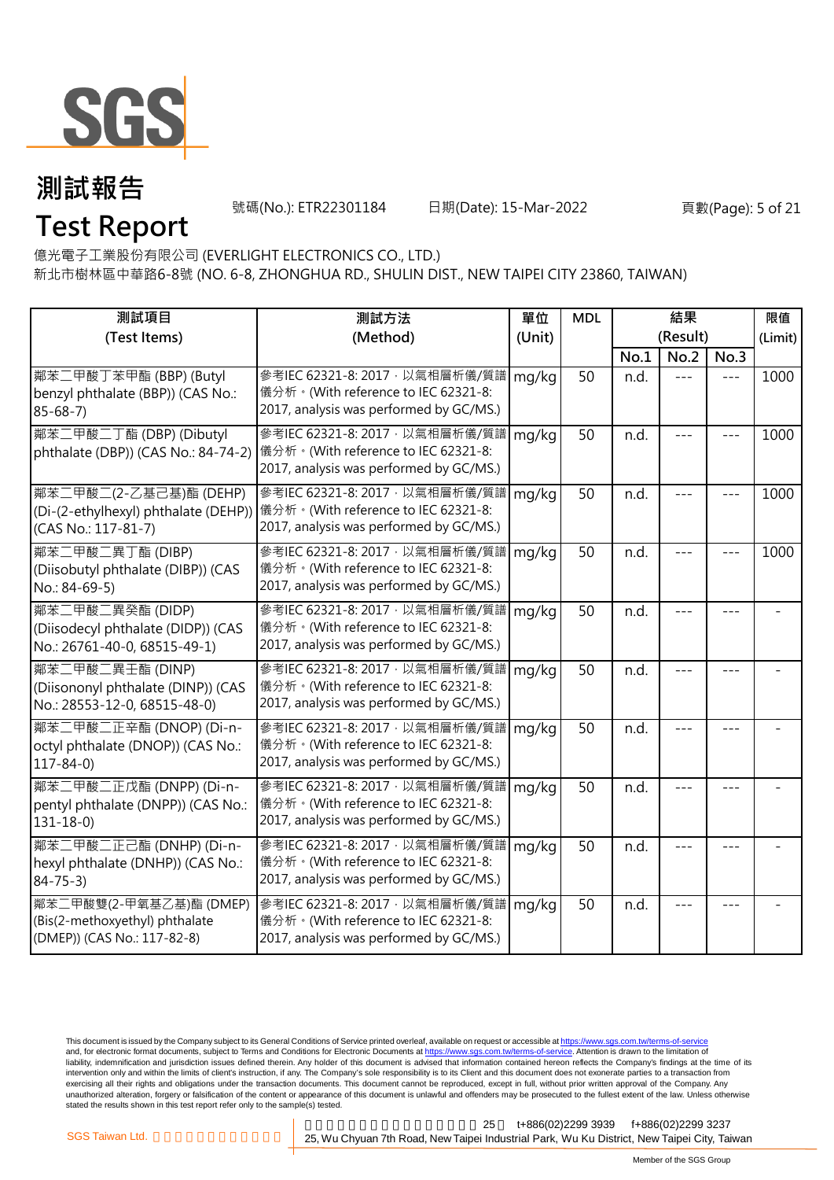# 測試報告
# Test Report

號碼(No.): ETR22301184　　日期(Date): 15-Mar-2022

億光電子工業股份有限公司 (EVERLIGHT ELECTRONICS CO., LTD.)
新北市樹林區中華路6-8號 (NO. 6-8, ZHONGHUA RD., SHULIN DIST., NEW TAIPEI CITY 23860, TAIWAN)

| 測試項目 (Test Items) | 測試方法 (Method) | 單位 (Unit) | MDL | 結果 (Result) | | | 限值 (Limit) |
|---|---|---|---|---|---|---|---|
| | | | | No.1 | No.2 | No.3 | |
| 鄰苯二甲酸丁苯甲酯 (BBP) (Butyl benzyl phthalate (BBP)) (CAS No.: 85-68-7) | 參考IEC 62321-8: 2017，以氣相層析儀/質譜儀分析。(With reference to IEC 62321-8: 2017, analysis was performed by GC/MS.) | mg/kg | 50 | n.d. | --- | --- | 1000 |
| 鄰苯二甲酸二丁酯 (DBP) (Dibutyl phthalate (DBP)) (CAS No.: 84-74-2) | 參考IEC 62321-8: 2017，以氣相層析儀/質譜儀分析。(With reference to IEC 62321-8: 2017, analysis was performed by GC/MS.) | mg/kg | 50 | n.d. | --- | --- | 1000 |
| 鄰苯二甲酸二(2-乙基己基)酯 (DEHP) (Di-(2-ethylhexyl) phthalate (DEHP)) (CAS No.: 117-81-7) | 參考IEC 62321-8: 2017，以氣相層析儀/質譜儀分析。(With reference to IEC 62321-8: 2017, analysis was performed by GC/MS.) | mg/kg | 50 | n.d. | --- | --- | 1000 |
| 鄰苯二甲酸二異丁酯 (DIBP) (Diisobutyl phthalate (DIBP)) (CAS No.: 84-69-5) | 參考IEC 62321-8: 2017，以氣相層析儀/質譜儀分析。(With reference to IEC 62321-8: 2017, analysis was performed by GC/MS.) | mg/kg | 50 | n.d. | --- | --- | 1000 |
| 鄰苯二甲酸二異癸酯 (DIDP) (Diisodecyl phthalate (DIDP)) (CAS No.: 26761-40-0, 68515-49-1) | 參考IEC 62321-8: 2017，以氣相層析儀/質譜儀分析。(With reference to IEC 62321-8: 2017, analysis was performed by GC/MS.) | mg/kg | 50 | n.d. | --- | --- | - |
| 鄰苯二甲酸二異壬酯 (DINP) (Diisononyl phthalate (DINP)) (CAS No.: 28553-12-0, 68515-48-0) | 參考IEC 62321-8: 2017，以氣相層析儀/質譜儀分析。(With reference to IEC 62321-8: 2017, analysis was performed by GC/MS.) | mg/kg | 50 | n.d. | --- | --- | - |
| 鄰苯二甲酸二正辛酯 (DNOP) (Di-n-octyl phthalate (DNOP)) (CAS No.: 117-84-0) | 參考IEC 62321-8: 2017，以氣相層析儀/質譜儀分析。(With reference to IEC 62321-8: 2017, analysis was performed by GC/MS.) | mg/kg | 50 | n.d. | --- | --- | - |
| 鄰苯二甲酸二正戊酯 (DNPP) (Di-n-pentyl phthalate (DNPP)) (CAS No.: 131-18-0) | 參考IEC 62321-8: 2017，以氣相層析儀/質譜儀分析。(With reference to IEC 62321-8: 2017, analysis was performed by GC/MS.) | mg/kg | 50 | n.d. | --- | --- | - |
| 鄰苯二甲酸二正己酯 (DNHP) (Di-n-hexyl phthalate (DNHP)) (CAS No.: 84-75-3) | 參考IEC 62321-8: 2017，以氣相層析儀/質譜儀分析。(With reference to IEC 62321-8: 2017, analysis was performed by GC/MS.) | mg/kg | 50 | n.d. | --- | --- | - |
| 鄰苯二甲酸雙(2-甲氧基乙基)酯 (DMEP) (Bis(2-methoxyethyl) phthalate (DMEP)) (CAS No.: 117-82-8) | 參考IEC 62321-8: 2017，以氣相層析儀/質譜儀分析。(With reference to IEC 62321-8: 2017, analysis was performed by GC/MS.) | mg/kg | 50 | n.d. | --- | --- | - |

This document is issued by the Company subject to its General Conditions of Service printed overleaf, available on request or accessible at https://www.sgs.com.tw/terms-of-service and, for electronic format documents, subject to Terms and Conditions for Electronic Documents at https://www.sgs.com.tw/terms-of-service. Attention is drawn to the limitation of liability, indemnification and jurisdiction issues defined therein. Any holder of this document is advised that information contained hereon reflects the Company's findings at the time of its intervention only and within the limits of client's instruction, if any. The Company's sole responsibility is to its Client and this document does not exonerate parties to a transaction from exercising all their rights and obligations under the transaction documents. This document cannot be reproduced, except in full, without prior written approval of the Company. Any unauthorized alteration, forgery or falsification of the content or appearance of this document is unlawful and offenders may be prosecuted to the fullest extent of the law. Unless otherwise stated the results shown in this test report refer only to the sample(s) tested.

SGS Taiwan Ltd. 25, Wu Chyuan 7th Road, New Taipei Industrial Park, Wu Ku District, New Taipei City, Taiwan t+886(02)2299 3939 f+886(02)2299 3237

Member of the SGS Group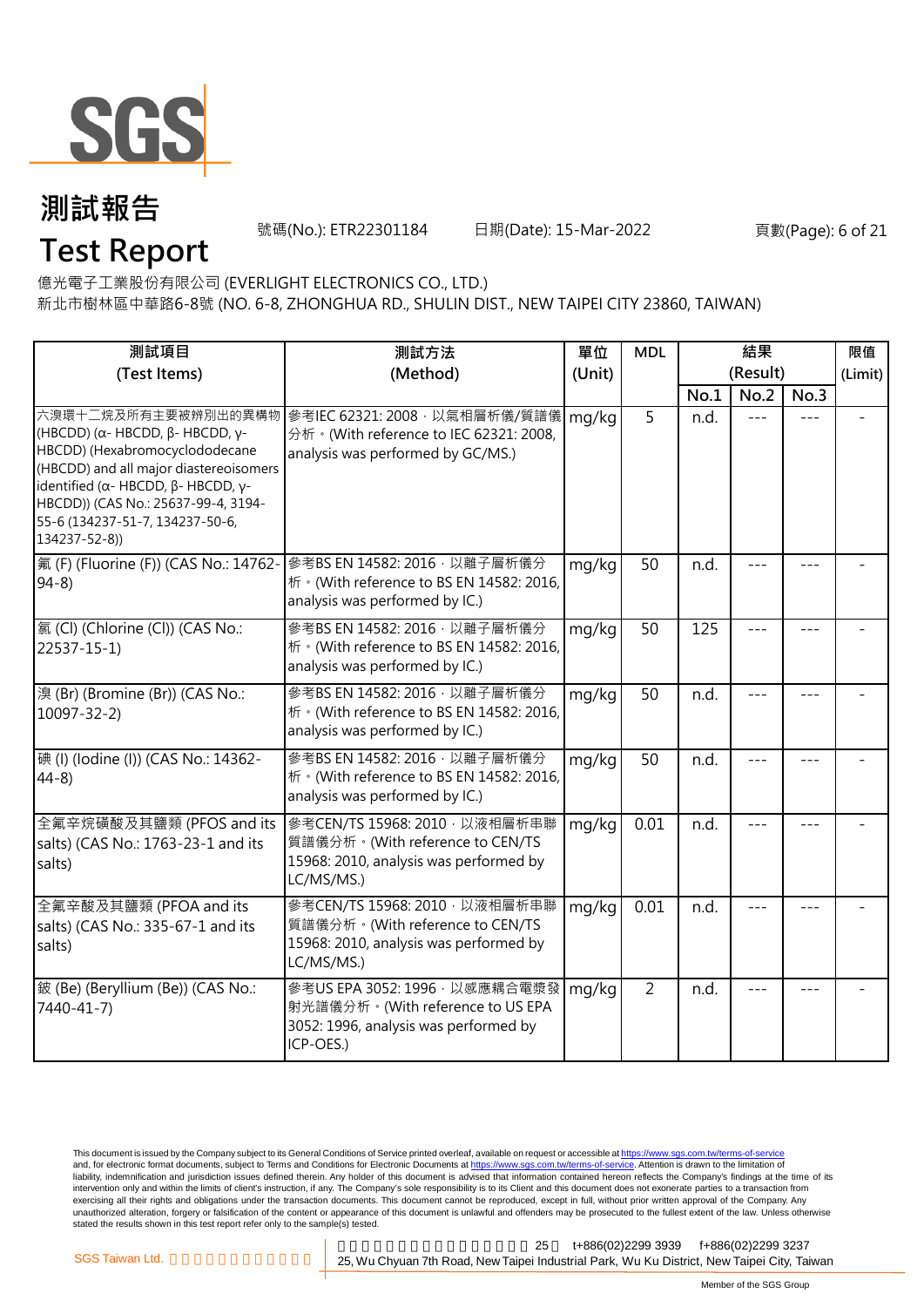# 測試報告
# Test Report

號碼(No.): ETR22301184　　日期(Date): 15-Mar-2022

億光電子工業股份有限公司 (EVERLIGHT ELECTRONICS CO., LTD.)
新北市樹林區中華路6-8號 (NO. 6-8, ZHONGHUA RD., SHULIN DIST., NEW TAIPEI CITY 23860, TAIWAN)

| 測試項目 (Test Items) | 測試方法 (Method) | 單位 (Unit) | MDL | 結果 (Result) | | | 限值 (Limit) |
|---|---|---|---|---|---|---|---|
| | | | | No.1 | No.2 | No.3 | |
| 六溴環十二烷及所有主要被辨別出的異構物 (HBCDD) (α- HBCDD, β- HBCDD, γ- HBCDD) (Hexabromocyclododecane (HBCDD) and all major diastereoisomers identified (α- HBCDD, β- HBCDD, γ- HBCDD)) (CAS No.: 25637-99-4, 3194-55-6 (134237-51-7, 134237-50-6, 134237-52-8)) | 參考IEC 62321: 2008，以氣相層析儀/質譜儀分析。(With reference to IEC 62321: 2008, analysis was performed by GC/MS.) | mg/kg | 5 | n.d. | --- | --- | - |
| 氟 (F) (Fluorine (F)) (CAS No.: 14762-94-8) | 參考BS EN 14582: 2016，以離子層析儀分析。(With reference to BS EN 14582: 2016, analysis was performed by IC.) | mg/kg | 50 | n.d. | --- | --- | - |
| 氯 (Cl) (Chlorine (Cl)) (CAS No.: 22537-15-1) | 參考BS EN 14582: 2016，以離子層析儀分析。(With reference to BS EN 14582: 2016, analysis was performed by IC.) | mg/kg | 50 | 125 | --- | --- | - |
| 溴 (Br) (Bromine (Br)) (CAS No.: 10097-32-2) | 參考BS EN 14582: 2016，以離子層析儀分析。(With reference to BS EN 14582: 2016, analysis was performed by IC.) | mg/kg | 50 | n.d. | --- | --- | - |
| 碘 (I) (Iodine (I)) (CAS No.: 14362-44-8) | 參考BS EN 14582: 2016，以離子層析儀分析。(With reference to BS EN 14582: 2016, analysis was performed by IC.) | mg/kg | 50 | n.d. | --- | --- | - |
| 全氟辛烷磺酸及其鹽類 (PFOS and its salts) (CAS No.: 1763-23-1 and its salts) | 參考CEN/TS 15968: 2010，以液相層析串聯質譜儀分析。(With reference to CEN/TS 15968: 2010, analysis was performed by LC/MS/MS.) | mg/kg | 0.01 | n.d. | --- | --- | - |
| 全氟辛酸及其鹽類 (PFOA and its salts) (CAS No.: 335-67-1 and its salts) | 參考CEN/TS 15968: 2010，以液相層析串聯質譜儀分析。(With reference to CEN/TS 15968: 2010, analysis was performed by LC/MS/MS.) | mg/kg | 0.01 | n.d. | --- | --- | - |
| 鈹 (Be) (Beryllium (Be)) (CAS No.: 7440-41-7) | 參考US EPA 3052: 1996，以感應耦合電漿發射光譜儀分析。(With reference to US EPA 3052: 1996, analysis was performed by ICP-OES.) | mg/kg | 2 | n.d. | --- | --- | - |

This document is issued by the Company subject to its General Conditions of Service printed overleaf, available on request or accessible at https://www.sgs.com.tw/terms-of-service and, for electronic format documents, subject to Terms and Conditions for Electronic Documents at https://www.sgs.com.tw/terms-of-service. Attention is drawn to the limitation of liability, indemnification and jurisdiction issues defined therein. Any holder of this document is advised that information contained hereon reflects the Company's findings at the time of its intervention only and within the limits of client's instruction, if any. The Company's sole responsibility is to its Client and this document does not exonerate parties to a transaction from exercising all their rights and obligations under the transaction documents. This document cannot be reproduced, except in full, without prior written approval of the Company. Any unauthorized alteration, forgery or falsification of the content or appearance of this document is unlawful and offenders may be prosecuted to the fullest extent of the law. Unless otherwise stated the results shown in this test report refer only to the sample(s) tested.

SGS Taiwan Ltd. | 25, Wu Chyuan 7th Road, New Taipei Industrial Park, Wu Ku District, New Taipei City, Taiwan | t+886(02)2299 3939 | f+886(02)2299 3237

Member of the SGS Group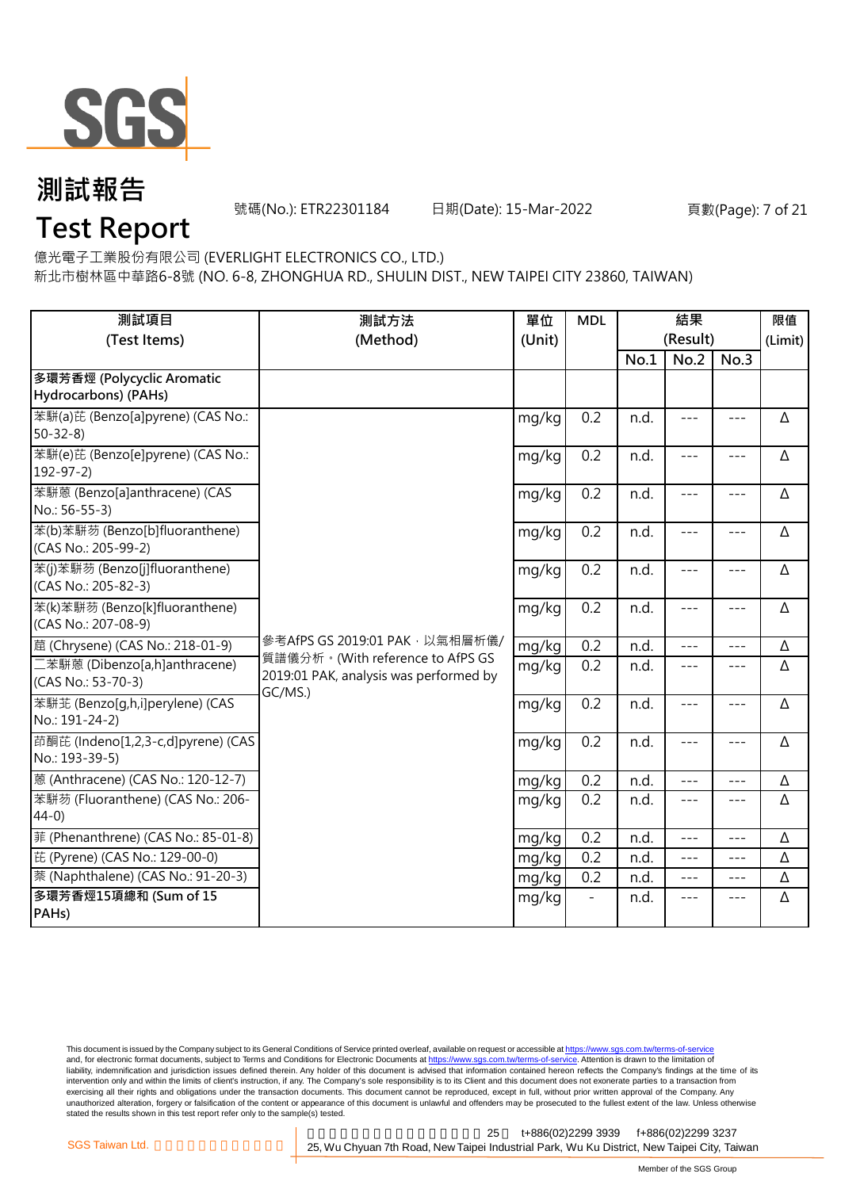# 測試報告

# Test Report

號碼(No.): ETR22301184　　日期(Date): 15-Mar-2022

億光電子工業股份有限公司 (EVERLIGHT ELECTRONICS CO., LTD.)

新北市樹林區中華路6-8號 (NO. 6-8, ZHONGHUA RD., SHULIN DIST., NEW TAIPEI CITY 23860, TAIWAN)

| 測試項目 (Test Items) | 測試方法 (Method) | 單位 (Unit) | MDL | 結果 (Result) | | | 限值 (Limit) |
|---|---|---|---|---|---|---|---|
| | | | | No.1 | No.2 | No.3 | |
| **多環芳香烴 (Polycyclic Aromatic Hydrocarbons) (PAHs)** | | | | | | | |
| 苯駢(a)芘 (Benzo[a]pyrene) (CAS No.: 50-32-8) | 參考AfPS GS 2019:01 PAK，以氣相層析儀/質譜儀分析。(With reference to AfPS GS 2019:01 PAK, analysis was performed by GC/MS.) | mg/kg | 0.2 | n.d. | --- | --- | Δ |
| 苯駢(e)芘 (Benzo[e]pyrene) (CAS No.: 192-97-2) | | mg/kg | 0.2 | n.d. | --- | --- | Δ |
| 苯駢蒽 (Benzo[a]anthracene) (CAS No.: 56-55-3) | | mg/kg | 0.2 | n.d. | --- | --- | Δ |
| 苯(b)苯駢芴 (Benzo[b]fluoranthene) (CAS No.: 205-99-2) | | mg/kg | 0.2 | n.d. | --- | --- | Δ |
| 苯(j)苯駢芴 (Benzo[j]fluoranthene) (CAS No.: 205-82-3) | | mg/kg | 0.2 | n.d. | --- | --- | Δ |
| 苯(k)苯駢芴 (Benzo[k]fluoranthene) (CAS No.: 207-08-9) | | mg/kg | 0.2 | n.d. | --- | --- | Δ |
| 䓛 (Chrysene) (CAS No.: 218-01-9) | | mg/kg | 0.2 | n.d. | --- | --- | Δ |
| 二苯駢蒽 (Dibenzo[a,h]anthracene) (CAS No.: 53-70-3) | | mg/kg | 0.2 | n.d. | --- | --- | Δ |
| 苯駢苝 (Benzo[g,h,i]perylene) (CAS No.: 191-24-2) | | mg/kg | 0.2 | n.d. | --- | --- | Δ |
| 茚酮芘 (Indeno[1,2,3-c,d]pyrene) (CAS No.: 193-39-5) | | mg/kg | 0.2 | n.d. | --- | --- | Δ |
| 蒽 (Anthracene) (CAS No.: 120-12-7) | | mg/kg | 0.2 | n.d. | --- | --- | Δ |
| 苯駢芴 (Fluoranthene) (CAS No.: 206-44-0) | | mg/kg | 0.2 | n.d. | --- | --- | Δ |
| 菲 (Phenanthrene) (CAS No.: 85-01-8) | | mg/kg | 0.2 | n.d. | --- | --- | Δ |
| 芘 (Pyrene) (CAS No.: 129-00-0) | | mg/kg | 0.2 | n.d. | --- | --- | Δ |
| 萘 (Naphthalene) (CAS No.: 91-20-3) | | mg/kg | 0.2 | n.d. | --- | --- | Δ |
| **多環芳香烴15項總和 (Sum of 15 PAHs)** | | mg/kg | - | n.d. | --- | --- | Δ |

This document is issued by the Company subject to its General Conditions of Service printed overleaf, available on request or accessible at https://www.sgs.com.tw/terms-of-service and, for electronic format documents, subject to Terms and Conditions for Electronic Documents at https://www.sgs.com.tw/terms-of-service. Attention is drawn to the limitation of liability, indemnification and jurisdiction issues defined therein. Any holder of this document is advised that information contained hereon reflects the Company's findings at the time of its intervention only and within the limits of client's instruction, if any. The Company's sole responsibility is to its Client and this document does not exonerate parties to a transaction from exercising all their rights and obligations under the transaction documents. This document cannot be reproduced, except in full, without prior written approval of the Company. Any unauthorized alteration, forgery or falsification of the content or appearance of this document is unlawful and offenders may be prosecuted to the fullest extent of the law. Unless otherwise stated the results shown in this test report refer only to the sample(s) tested.

SGS Taiwan Ltd. | 25, Wu Chyuan 7th Road, New Taipei Industrial Park, Wu Ku District, New Taipei City, Taiwan | t+886(02)2299 3939 | f+886(02)2299 3237

Member of the SGS Group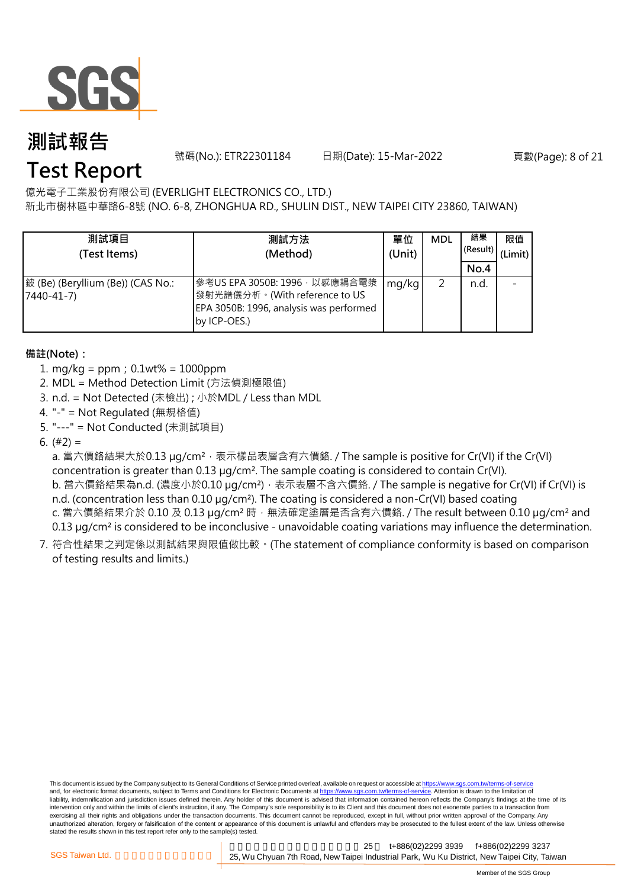# 測試報告

# Test Report

號碼(No.): ETR22301184　　日期(Date): 15-Mar-2022

億光電子工業股份有限公司 (EVERLIGHT ELECTRONICS CO., LTD.)

新北市樹林區中華路6-8號 (NO. 6-8, ZHONGHUA RD., SHULIN DIST., NEW TAIPEI CITY 23860, TAIWAN)

| 測試項目 (Test Items) | 測試方法 (Method) | 單位 (Unit) | MDL | 結果 (Result) No.4 | 限值 (Limit) |
|---|---|---|---|---|---|
| 鈹 (Be) (Beryllium (Be)) (CAS No.: 7440-41-7) | 參考US EPA 3050B: 1996，以感應耦合電漿發射光譜儀分析。(With reference to US EPA 3050B: 1996, analysis was performed by ICP-OES.) | mg/kg | 2 | n.d. | - |

**備註(Note)：**

1. mg/kg = ppm；0.1wt% = 1000ppm
2. MDL = Method Detection Limit (方法偵測極限值)
3. n.d. = Not Detected (未檢出) ; 小於MDL / Less than MDL
4. "-" = Not Regulated (無規格值)
5. "---" = Not Conducted (未測試項目)
6. (#2) =
   a. 當六價鉻結果大於0.13 μg/cm²，表示樣品表層含有六價鉻. / The sample is positive for Cr(VI) if the Cr(VI) concentration is greater than 0.13 μg/cm². The sample coating is considered to contain Cr(VI).
   b. 當六價鉻結果為n.d. (濃度小於0.10 μg/cm²)，表示表層不含六價鉻. / The sample is negative for Cr(VI) if Cr(VI) is n.d. (concentration less than 0.10 μg/cm²). The coating is considered a non-Cr(VI) based coating
   c. 當六價鉻結果介於 0.10 及 0.13 μg/cm² 時，無法確定塗層是否含有六價鉻. / The result between 0.10 μg/cm² and 0.13 μg/cm² is considered to be inconclusive - unavoidable coating variations may influence the determination.
7. 符合性結果之判定係以測試結果與限值做比較。(The statement of compliance conformity is based on comparison of testing results and limits.)

This document is issued by the Company subject to its General Conditions of Service printed overleaf, available on request or accessible at https://www.sgs.com.tw/terms-of-service and, for electronic format documents, subject to Terms and Conditions for Electronic Documents at https://www.sgs.com.tw/terms-of-service. Attention is drawn to the limitation of liability, indemnification and jurisdiction issues defined therein. Any holder of this document is advised that information contained hereon reflects the Company's findings at the time of its intervention only and within the limits of client's instruction, if any. The Company's sole responsibility is to its Client and this document does not exonerate parties to a transaction from exercising all their rights and obligations under the transaction documents. This document cannot be reproduced, except in full, without prior written approval of the Company. Any unauthorized alteration, forgery or falsification of the content or appearance of this document is unlawful and offenders may be prosecuted to the fullest extent of the law. Unless otherwise stated the results shown in this test report refer only to the sample(s) tested.

SGS Taiwan Ltd. 　25　t+886(02)2299 3939　f+886(02)2299 3237
25, Wu Chyuan 7th Road, New Taipei Industrial Park, Wu Ku District, New Taipei City, Taiwan

Member of the SGS Group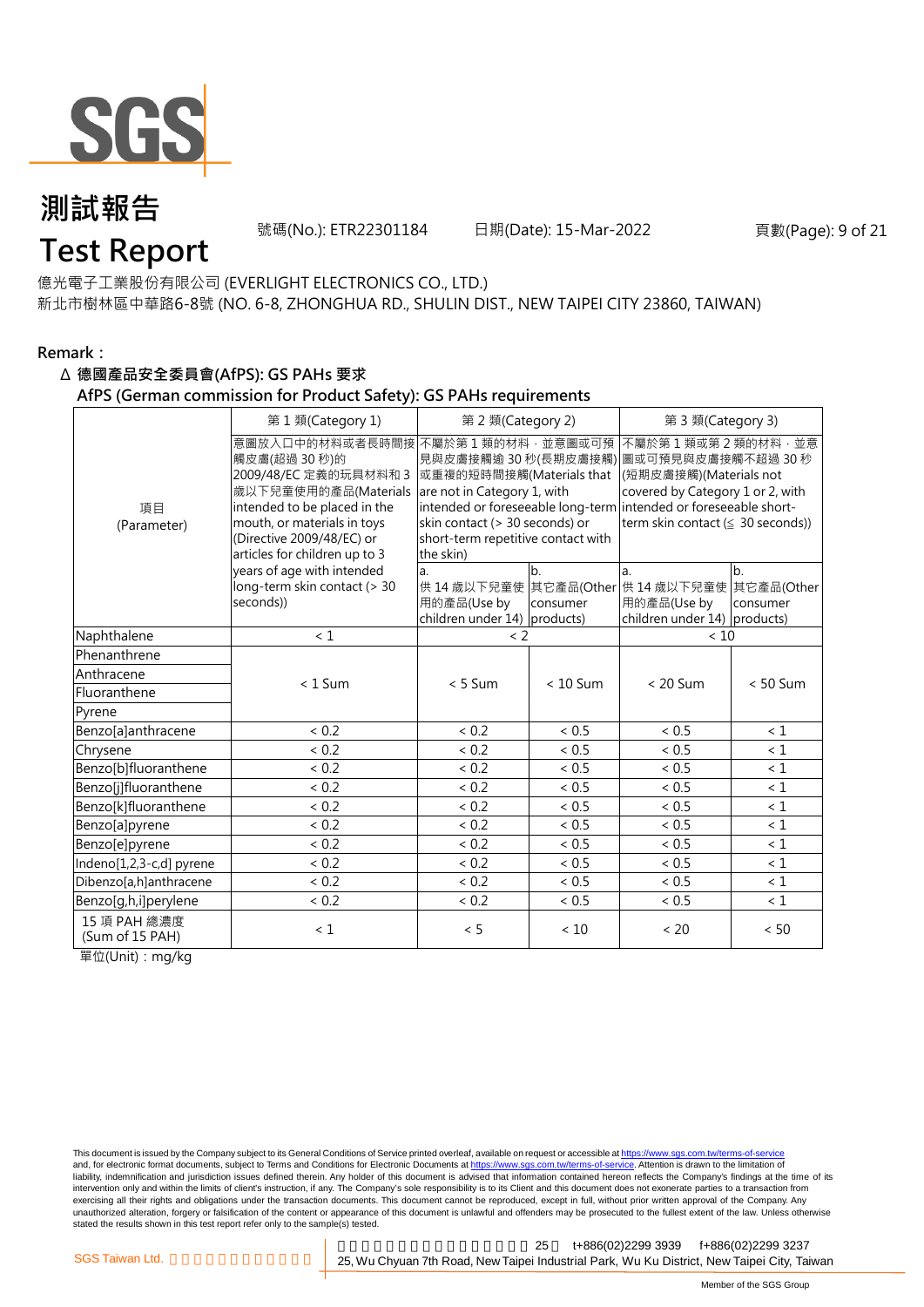# 測試報告
# Test Report

號碼(No.): ETR22301184　　日期(Date): 15-Mar-2022

億光電子工業股份有限公司 (EVERLIGHT ELECTRONICS CO., LTD.)
新北市樹林區中華路6-8號 (NO. 6-8, ZHONGHUA RD., SHULIN DIST., NEW TAIPEI CITY 23860, TAIWAN)

**Remark：**

**Δ 德國產品安全委員會(AfPS): GS PAHs 要求**
**AfPS (German commission for Product Safety): GS PAHs requirements**

| 項目 (Parameter) | 第 1 類(Category 1) | 第 2 類(Category 2) | | 第 3 類(Category 3) | |
|---|---|---|---|---|---|
| | 意圖放入口中的材料或者長時間接觸皮膚(超過 30 秒)的 2009/48/EC 定義的玩具材料和 3 歲以下兒童使用的產品(Materials intended to be placed in the mouth, or materials in toys (Directive 2009/48/EC) or articles for children up to 3 years of age with intended long-term skin contact (> 30 seconds)) | 不屬於第 1 類的材料，並意圖或可預見與皮膚接觸逾 30 秒(長期皮膚接觸)或重複的短時間接觸(Materials that are not in Category 1, with intended or foreseeable long-term skin contact (> 30 seconds) or short-term repetitive contact with the skin) | | 不屬於第 1 類或第 2 類的材料，並意圖或可預見與皮膚接觸不超過 30 秒(短期皮膚接觸)(Materials not covered by Category 1 or 2, with intended or foreseeable short-term skin contact (≦ 30 seconds)) | |
| | | a. 供 14 歲以下兒童使用的產品(Use by children under 14) | b. 其它產品(Other consumer products) | a. 供 14 歲以下兒童使用的產品(Use by children under 14) | b. 其它產品(Other consumer products) |
| Naphthalene | < 1 | < 2 | | < 10 | |
| Phenanthrene | < 1 Sum | < 5 Sum | < 10 Sum | < 20 Sum | < 50 Sum |
| Anthracene | | | | | |
| Fluoranthene | | | | | |
| Pyrene | | | | | |
| Benzo[a]anthracene | < 0.2 | < 0.2 | < 0.5 | < 0.5 | < 1 |
| Chrysene | < 0.2 | < 0.2 | < 0.5 | < 0.5 | < 1 |
| Benzo[b]fluoranthene | < 0.2 | < 0.2 | < 0.5 | < 0.5 | < 1 |
| Benzo[j]fluoranthene | < 0.2 | < 0.2 | < 0.5 | < 0.5 | < 1 |
| Benzo[k]fluoranthene | < 0.2 | < 0.2 | < 0.5 | < 0.5 | < 1 |
| Benzo[a]pyrene | < 0.2 | < 0.2 | < 0.5 | < 0.5 | < 1 |
| Benzo[e]pyrene | < 0.2 | < 0.2 | < 0.5 | < 0.5 | < 1 |
| Indeno[1,2,3-c,d] pyrene | < 0.2 | < 0.2 | < 0.5 | < 0.5 | < 1 |
| Dibenzo[a,h]anthracene | < 0.2 | < 0.2 | < 0.5 | < 0.5 | < 1 |
| Benzo[g,h,i]perylene | < 0.2 | < 0.2 | < 0.5 | < 0.5 | < 1 |
| 15 項 PAH 總濃度 (Sum of 15 PAH) | < 1 | < 5 | < 10 | < 20 | < 50 |

單位(Unit)：mg/kg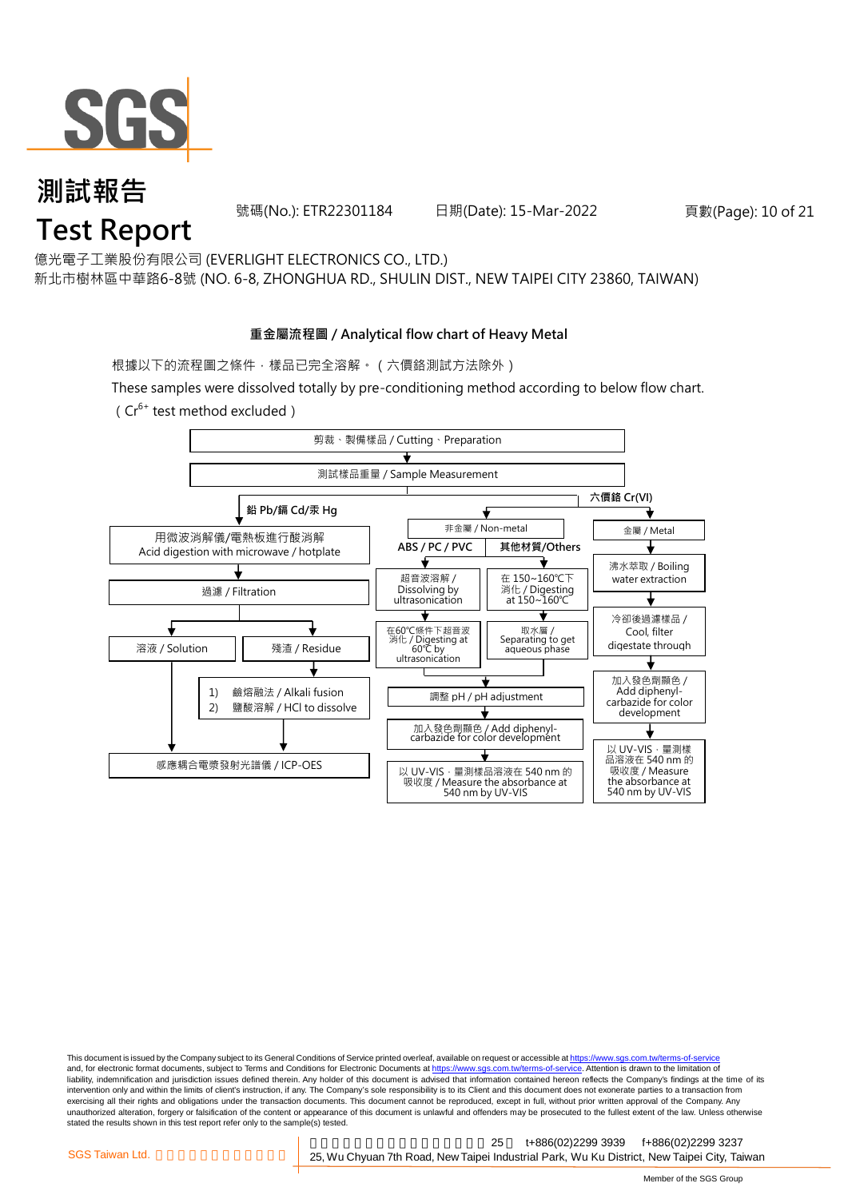# 測試報告
# Test Report

號碼(No.): ETR22301184　　日期(Date): 15-Mar-2022

億光電子工業股份有限公司 (EVERLIGHT ELECTRONICS CO., LTD.)
新北市樹林區中華路6-8號 (NO. 6-8, ZHONGHUA RD., SHULIN DIST., NEW TAIPEI CITY 23860, TAIWAN)

**重金屬流程圖 / Analytical flow chart of Heavy Metal**

根據以下的流程圖之條件，樣品已完全溶解。（六價鉻測試方法除外）

These samples were dissolved totally by pre-conditioning method according to below flow chart.
（$Cr^{6+}$ test method excluded）

剪裁、製備樣品 / Cutting、Preparation
↓
測試樣品重量 / Sample Measurement

**鉛 Pb/鎘 Cd/汞 Hg**
- 用微波消解儀/電熱板進行酸消解 Acid digestion with microwave / hotplate
- ↓ 過濾 / Filtration
- ↓ 溶液 / Solution ; 殘渣 / Residue
  - 殘渣 / Residue → 1) 鹼熔融法 / Alkali fusion 2) 鹽酸溶解 / HCl to dissolve
- ↓ 感應耦合電漿發射光譜儀 / ICP-OES

**六價鉻 Cr(VI)**
- 非金屬 / Non-metal
  - **ABS / PC / PVC**: 超音波溶解 / Dissolving by ultrasonication → 在60℃條件下超音波消化 / Digesting at 60℃ by ultrasonication
  - **其他材質/Others**: 在 150~160℃下消化 / Digesting at 150~160℃ → 取水層 / Separating to get aqueous phase
  - ↓ 調整 pH / pH adjustment
  - ↓ 加入發色劑顯色 / Add diphenyl-carbazide for color development
  - ↓ 以 UV-VIS，量測樣品溶液在 540 nm 的吸收度 / Measure the absorbance at 540 nm by UV-VIS
- 金屬 / Metal
  - ↓ 沸水萃取 / Boiling water extraction
  - ↓ 冷卻後過濾樣品 / Cool, filter digestate through
  - ↓ 加入發色劑顯色 / Add diphenyl-carbazide for color development
  - ↓ 以 UV-VIS，量測樣品溶液在 540 nm 的吸收度 / Measure the absorbance at 540 nm by UV-VIS

This document is issued by the Company subject to its General Conditions of Service printed overleaf, available on request or accessible at https://www.sgs.com.tw/terms-of-service and, for electronic format documents, subject to Terms and Conditions for Electronic Documents at https://www.sgs.com.tw/terms-of-service. Attention is drawn to the limitation of liability, indemnification and jurisdiction issues defined therein. Any holder of this document is advised that information contained hereon reflects the Company's findings at the time of its intervention only and within the limits of client's instruction, if any. The Company's sole responsibility is to its Client and this document does not exonerate parties to a transaction from exercising all their rights and obligations under the transaction documents. This document cannot be reproduced, except in full, without prior written approval of the Company. Any unauthorized alteration, forgery or falsification of the content or appearance of this document is unlawful and offenders may be prosecuted to the fullest extent of the law. Unless otherwise stated the results shown in this test report refer only to the sample(s) tested.

SGS Taiwan Ltd. | 25, Wu Chyuan 7th Road, New Taipei Industrial Park, Wu Ku District, New Taipei City, Taiwan | t+886(02)2299 3939 f+886(02)2299 3237

Member of the SGS Group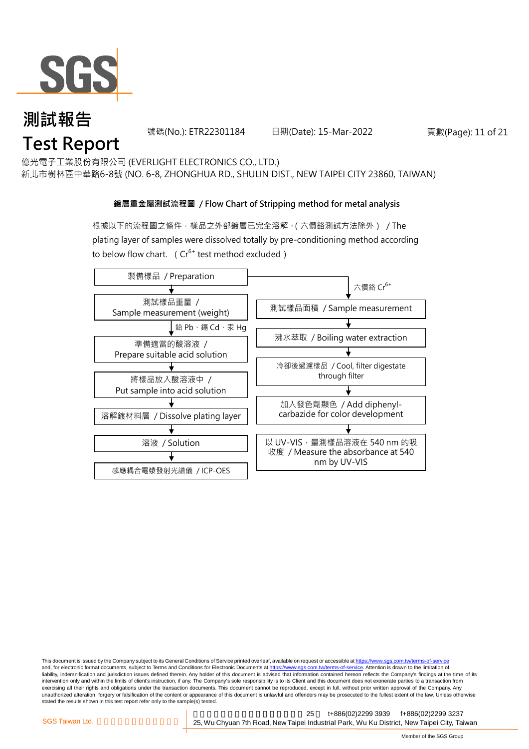# 測試報告
# Test Report

號碼(No.): ETR22301184　　日期(Date): 15-Mar-2022

億光電子工業股份有限公司 (EVERLIGHT ELECTRONICS CO., LTD.)
新北市樹林區中華路6-8號 (NO. 6-8, ZHONGHUA RD., SHULIN DIST., NEW TAIPEI CITY 23860, TAIWAN)

## 鍍層重金屬測試流程圖 / Flow Chart of Stripping method for metal analysis

根據以下的流程圖之條件，樣品之外部鍍層已完全溶解。( 六價鉻測試方法除外 ) / The plating layer of samples were dissolved totally by pre-conditioning method according to below flow chart. ( $Cr^{6+}$ test method excluded )

製備樣品 / Preparation

**鉛 Pb、鎘 Cd、汞 Hg:**

1. 測試樣品重量 / Sample measurement (weight)
2. 準備適當的酸溶液 / Prepare suitable acid solution
3. 將樣品放入酸溶液中 / Put sample into acid solution
4. 溶解鍍材料層 / Dissolve plating layer
5. 溶液 / Solution
6. 感應耦合電漿發射光譜儀 / ICP-OES

**六價鉻 $Cr^{6+}$:**

1. 測試樣品面積 / Sample measurement
2. 沸水萃取 / Boiling water extraction
3. 冷卻後過濾樣品 / Cool, filter digestate through filter
4. 加入發色劑顯色 / Add diphenyl-carbazide for color development
5. 以 UV-VIS，量測樣品溶液在 540 nm 的吸收度 / Measure the absorbance at 540 nm by UV-VIS

This document is issued by the Company subject to its General Conditions of Service printed overleaf, available on request or accessible at https://www.sgs.com.tw/terms-of-service and, for electronic format documents, subject to Terms and Conditions for Electronic Documents at https://www.sgs.com.tw/terms-of-service. Attention is drawn to the limitation of liability, indemnification and jurisdiction issues defined therein. Any holder of this document is advised that information contained hereon reflects the Company's findings at the time of its intervention only and within the limits of client's instruction, if any. The Company's sole responsibility is to its Client and this document does not exonerate parties to a transaction from exercising all their rights and obligations under the transaction documents. This document cannot be reproduced, except in full, without prior written approval of the Company. Any unauthorized alteration, forgery or falsification of the content or appearance of this document is unlawful and offenders may be prosecuted to the fullest extent of the law. Unless otherwise stated the results shown in this test report refer only to the sample(s) tested.

SGS Taiwan Ltd. 25, Wu Chyuan 7th Road, New Taipei Industrial Park, Wu Ku District, New Taipei City, Taiwan t+886(02)2299 3939 f+886(02)2299 3237

Member of the SGS Group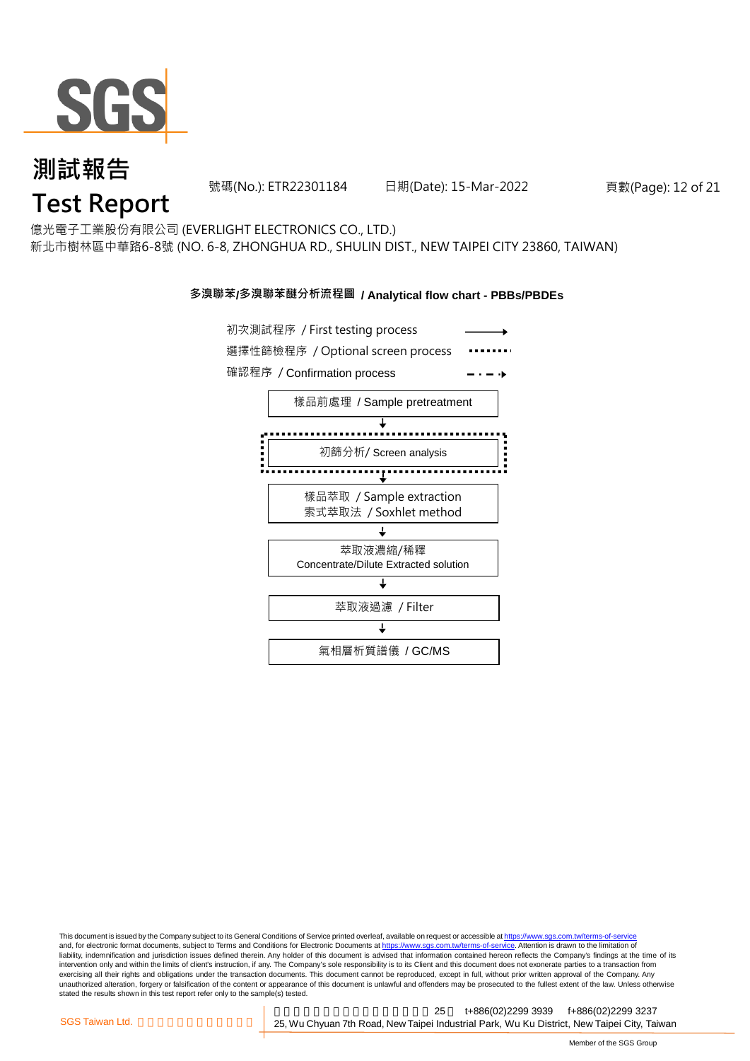億光電子工業股份有限公司 (EVERLIGHT ELECTRONICS CO., LTD.)
新北市樹林區中華路6-8號 (NO. 6-8, ZHONGHUA RD., SHULIN DIST., NEW TAIPEI CITY 23860, TAIWAN)

## 多溴聯苯/多溴聯苯醚分析流程圖 / Analytical flow chart - PBBs/PBDEs

初次測試程序 / First testing process →
選擇性篩檢程序 / Optional screen process ·······
確認程序 / Confirmation process - · - ·→

樣品前處理 / Sample pretreatment
↓
初篩分析/ Screen analysis (optional)
↓
樣品萃取 / Sample extraction
索式萃取法 / Soxhlet method
↓
萃取液濃縮/稀釋
Concentrate/Dilute Extracted solution
↓
萃取液過濾 / Filter
↓
氣相層析質譜儀 / GC/MS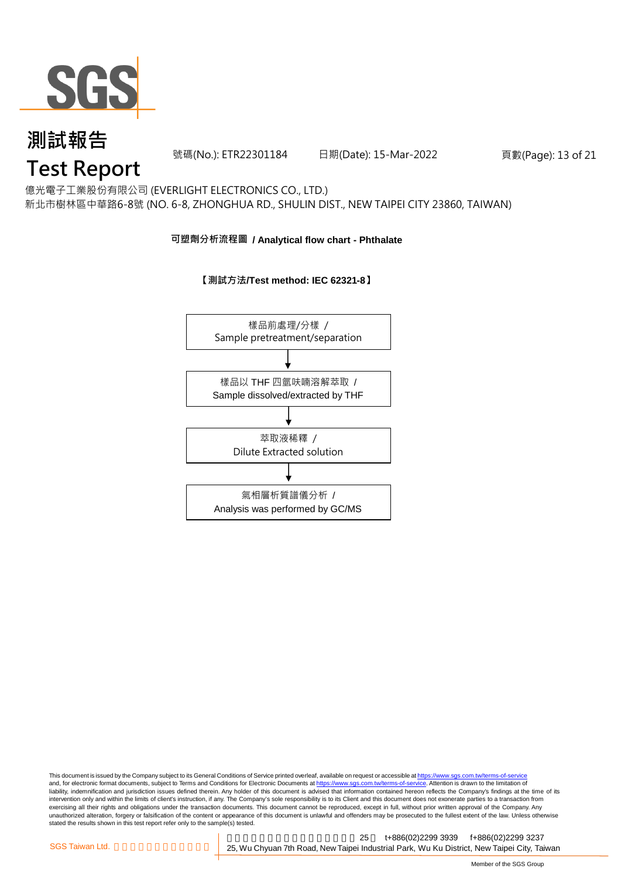# 測試報告
# Test Report

號碼(No.): ETR22301184　　日期(Date): 15-Mar-2022

億光電子工業股份有限公司 (EVERLIGHT ELECTRONICS CO., LTD.)
新北市樹林區中華路6-8號 (NO. 6-8, ZHONGHUA RD., SHULIN DIST., NEW TAIPEI CITY 23860, TAIWAN)

**可塑劑分析流程圖 / Analytical flow chart - Phthalate**

**【測試方法/Test method: IEC 62321-8】**

樣品前處理/分樣 /
Sample pretreatment/separation

↓

樣品以 THF 四氫呋喃溶解萃取 /
Sample dissolved/extracted by THF

↓

萃取液稀釋 /
Dilute Extracted solution

↓

氣相層析質譜儀分析 /
Analysis was performed by GC/MS

This document is issued by the Company subject to its General Conditions of Service printed overleaf, available on request or accessible at https://www.sgs.com.tw/terms-of-service and, for electronic format documents, subject to Terms and Conditions for Electronic Documents at https://www.sgs.com.tw/terms-of-service. Attention is drawn to the limitation of liability, indemnification and jurisdiction issues defined therein. Any holder of this document is advised that information contained hereon reflects the Company's findings at the time of its intervention only and within the limits of client's instruction, if any. The Company's sole responsibility is to its Client and this document does not exonerate parties to a transaction from exercising all their rights and obligations under the transaction documents. This document cannot be reproduced, except in full, without prior written approval of the Company. Any unauthorized alteration, forgery or falsification of the content or appearance of this document is unlawful and offenders may be prosecuted to the fullest extent of the law. Unless otherwise stated the results shown in this test report refer only to the sample(s) tested.

SGS Taiwan Ltd. | 25 t+886(02)2299 3939 f+886(02)2299 3237
25, Wu Chyuan 7th Road, New Taipei Industrial Park, Wu Ku District, New Taipei City, Taiwan

Member of the SGS Group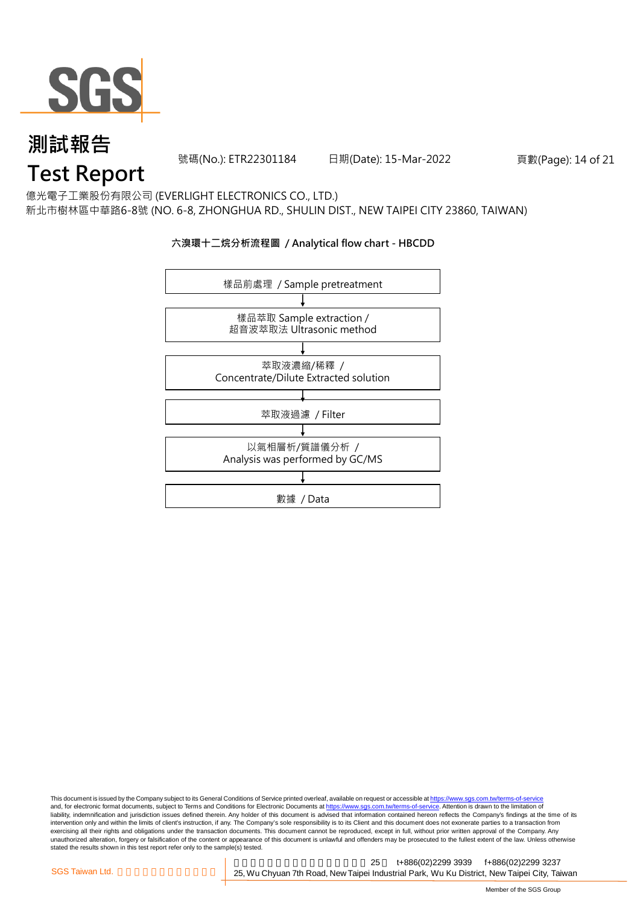# 測試報告
# Test Report

號碼(No.): ETR22301184　　日期(Date): 15-Mar-2022

億光電子工業股份有限公司 (EVERLIGHT ELECTRONICS CO., LTD.)
新北市樹林區中華路6-8號 (NO. 6-8, ZHONGHUA RD., SHULIN DIST., NEW TAIPEI CITY 23860, TAIWAN)

**六溴環十二烷分析流程圖 / Analytical flow chart - HBCDD**

樣品前處理 / Sample pretreatment

↓

樣品萃取 Sample extraction /
超音波萃取法 Ultrasonic method

↓

萃取液濃縮/稀釋 /
Concentrate/Dilute Extracted solution

↓

萃取液過濾 / Filter

↓

以氣相層析/質譜儀分析 /
Analysis was performed by GC/MS

↓

數據 / Data

This document is issued by the Company subject to its General Conditions of Service printed overleaf, available on request or accessible at https://www.sgs.com.tw/terms-of-service and, for electronic format documents, subject to Terms and Conditions for Electronic Documents at https://www.sgs.com.tw/terms-of-service. Attention is drawn to the limitation of liability, indemnification and jurisdiction issues defined therein. Any holder of this document is advised that information contained hereon reflects the Company's findings at the time of its intervention only and within the limits of client's instruction, if any. The Company's sole responsibility is to its Client and this document does not exonerate parties to a transaction from exercising all their rights and obligations under the transaction documents. This document cannot be reproduced, except in full, without prior written approval of the Company. Any unauthorized alteration, forgery or falsification of the content or appearance of this document is unlawful and offenders may be prosecuted to the fullest extent of the law. Unless otherwise stated the results shown in this test report refer only to the sample(s) tested.

SGS Taiwan Ltd. | 25, Wu Chyuan 7th Road, New Taipei Industrial Park, Wu Ku District, New Taipei City, Taiwan | t+886(02)2299 3939 f+886(02)2299 3237

Member of the SGS Group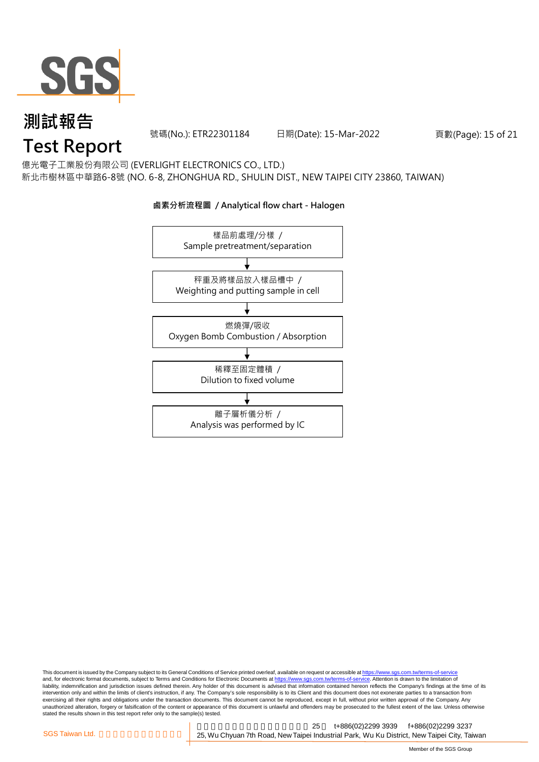# 測試報告
# Test Report

號碼(No.): ETR22301184　　日期(Date): 15-Mar-2022

億光電子工業股份有限公司 (EVERLIGHT ELECTRONICS CO., LTD.)
新北市樹林區中華路6-8號 (NO. 6-8, ZHONGHUA RD., SHULIN DIST., NEW TAIPEI CITY 23860, TAIWAN)

**鹵素分析流程圖 / Analytical flow chart - Halogen**

樣品前處理/分樣 / Sample pretreatment/separation

↓

秤重及將樣品放入樣品槽中 / Weighting and putting sample in cell

↓

燃燒彈/吸收 Oxygen Bomb Combustion / Absorption

↓

稀釋至固定體積 / Dilution to fixed volume

↓

離子層析儀分析 / Analysis was performed by IC

This document is issued by the Company subject to its General Conditions of Service printed overleaf, available on request or accessible at https://www.sgs.com.tw/terms-of-service and, for electronic format documents, subject to Terms and Conditions for Electronic Documents at https://www.sgs.com.tw/terms-of-service. Attention is drawn to the limitation of liability, indemnification and jurisdiction issues defined therein. Any holder of this document is advised that information contained hereon reflects the Company's findings at the time of its intervention only and within the limits of client's instruction, if any. The Company's sole responsibility is to its Client and this document does not exonerate parties to a transaction from exercising all their rights and obligations under the transaction documents. This document cannot be reproduced, except in full, without prior written approval of the Company. Any unauthorized alteration, forgery or falsification of the content or appearance of this document is unlawful and offenders may be prosecuted to the fullest extent of the law. Unless otherwise stated the results shown in this test report refer only to the sample(s) tested.

SGS Taiwan Ltd. 25, Wu Chyuan 7th Road, New Taipei Industrial Park, Wu Ku District, New Taipei City, Taiwan t+886(02)2299 3939 f+886(02)2299 3237

Member of the SGS Group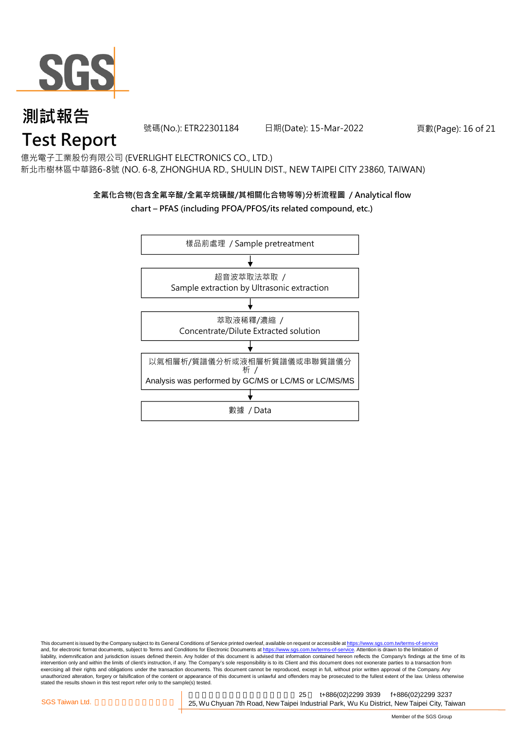# 測試報告
# Test Report

號碼(No.): ETR22301184　　日期(Date): 15-Mar-2022

億光電子工業股份有限公司 (EVERLIGHT ELECTRONICS CO., LTD.)
新北市樹林區中華路6-8號 (NO. 6-8, ZHONGHUA RD., SHULIN DIST., NEW TAIPEI CITY 23860, TAIWAN)

**全氟化合物(包含全氟辛酸/全氟辛烷磺酸/其相關化合物等等)分析流程圖 / Analytical flow chart – PFAS (including PFOA/PFOS/its related compound, etc.)**

樣品前處理 / Sample pretreatment

↓

超音波萃取法萃取 / Sample extraction by Ultrasonic extraction

↓

萃取液稀釋/濃縮 / Concentrate/Dilute Extracted solution

↓

以氣相層析/質譜儀分析或液相層析質譜儀或串聯質譜儀分析 / Analysis was performed by GC/MS or LC/MS or LC/MS/MS

↓

數據 / Data

This document is issued by the Company subject to its General Conditions of Service printed overleaf, available on request or accessible at https://www.sgs.com.tw/terms-of-service and, for electronic format documents, subject to Terms and Conditions for Electronic Documents at https://www.sgs.com.tw/terms-of-service. Attention is drawn to the limitation of liability, indemnification and jurisdiction issues defined therein. Any holder of this document is advised that information contained hereon reflects the Company's findings at the time of its intervention only and within the limits of client's instruction, if any. The Company's sole responsibility is to its Client and this document does not exonerate parties to a transaction from exercising all their rights and obligations under the transaction documents. This document cannot be reproduced, except in full, without prior written approval of the Company. Any unauthorized alteration, forgery or falsification of the content or appearance of this document is unlawful and offenders may be prosecuted to the fullest extent of the law. Unless otherwise stated the results shown in this test report refer only to the sample(s) tested.

SGS Taiwan Ltd. 　25　t+886(02)2299 3939　f+886(02)2299 3237
25, Wu Chyuan 7th Road, New Taipei Industrial Park, Wu Ku District, New Taipei City, Taiwan

Member of the SGS Group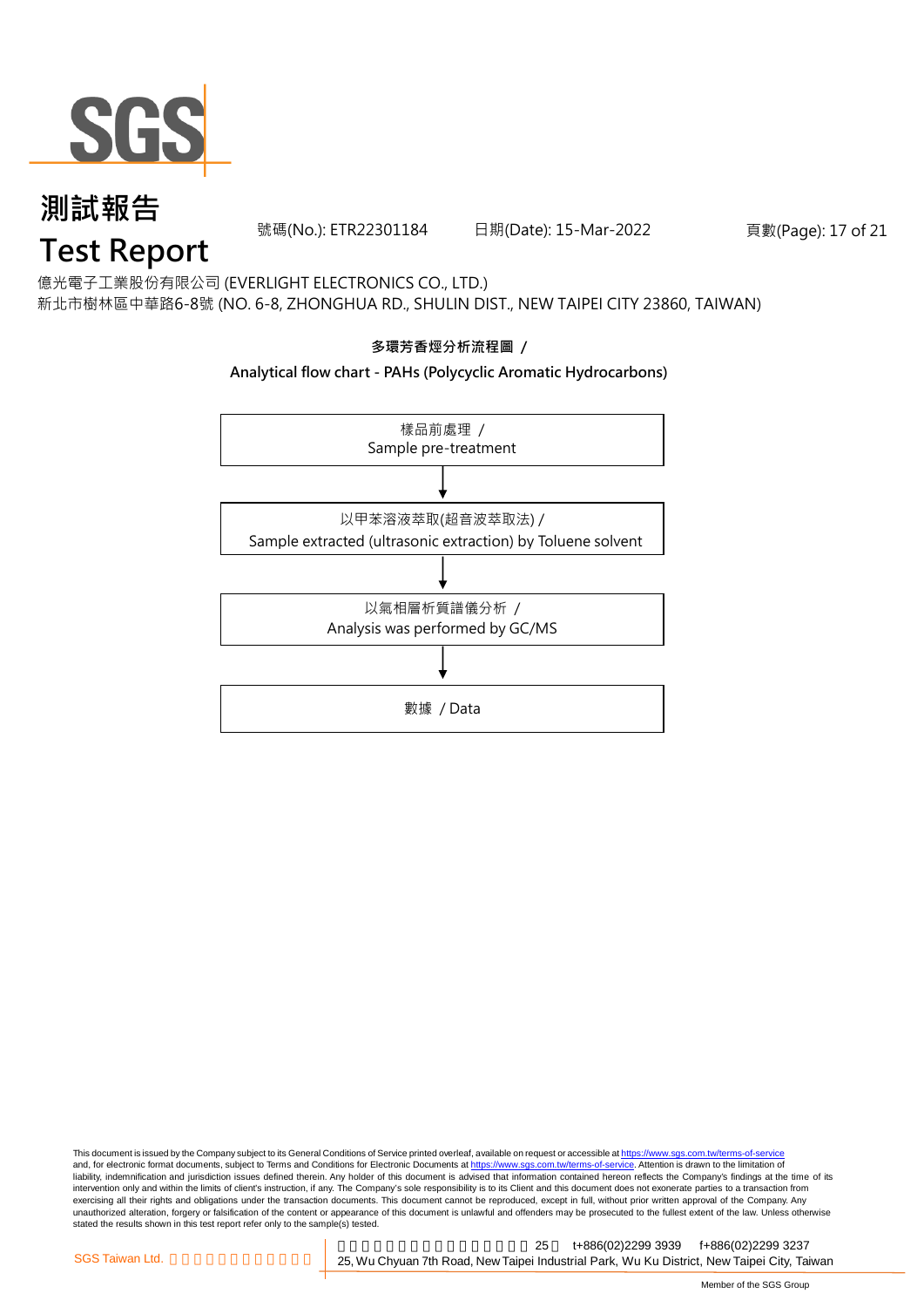億光電子工業股份有限公司 (EVERLIGHT ELECTRONICS CO., LTD.)
新北市樹林區中華路6-8號 (NO. 6-8, ZHONGHUA RD., SHULIN DIST., NEW TAIPEI CITY 23860, TAIWAN)

**多環芳香烴分析流程圖 /**

**Analytical flow chart - PAHs (Polycyclic Aromatic Hydrocarbons)**

樣品前處理 /
Sample pre-treatment

↓

以甲苯溶液萃取(超音波萃取法) /
Sample extracted (ultrasonic extraction) by Toluene solvent

↓

以氣相層析質譜儀分析 /
Analysis was performed by GC/MS

↓

數據 / Data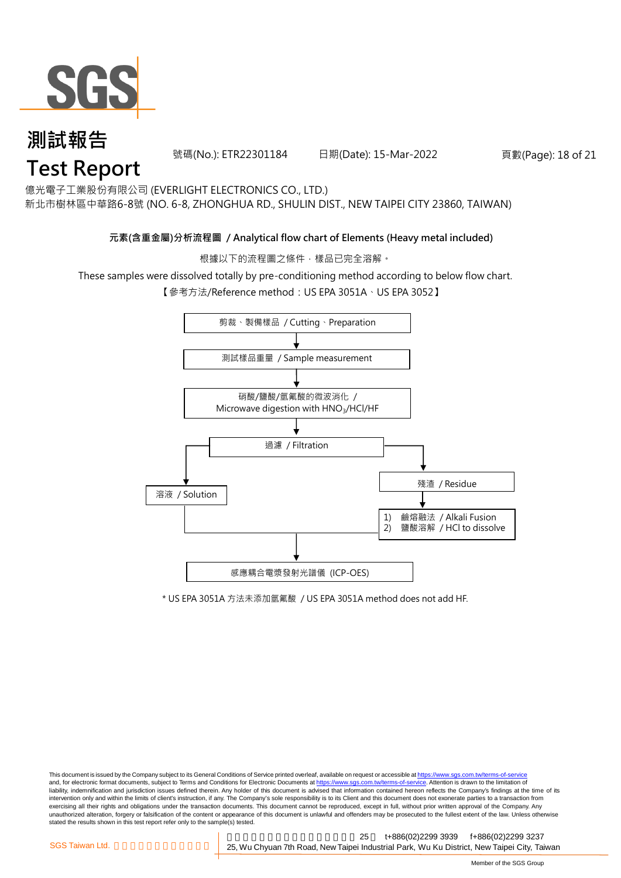# 測試報告
# Test Report

號碼(No.): ETR22301184 日期(Date): 15-Mar-2022

億光電子工業股份有限公司 (EVERLIGHT ELECTRONICS CO., LTD.)
新北市樹林區中華路6-8號 (NO. 6-8, ZHONGHUA RD., SHULIN DIST., NEW TAIPEI CITY 23860, TAIWAN)

**元素(含重金屬)分析流程圖 / Analytical flow chart of Elements (Heavy metal included)**

根據以下的流程圖之條件，樣品已完全溶解。

These samples were dissolved totally by pre-conditioning method according to below flow chart.

【參考方法/Reference method：US EPA 3051A、US EPA 3052】

剪裁、製備樣品 / Cutting、Preparation

↓

測試樣品重量 / Sample measurement

↓

硝酸/鹽酸/氫氟酸的微波消化 / Microwave digestion with $HNO_3$/HCl/HF

↓

過濾 / Filtration

- → 溶液 / Solution
- → 殘渣 / Residue
  - ↓
  - 1) 鹼熔融法 / Alkali Fusion
  - 2) 鹽酸溶解 / HCl to dissolve

↓

感應耦合電漿發射光譜儀 (ICP-OES)

\* US EPA 3051A 方法未添加氫氟酸 / US EPA 3051A method does not add HF.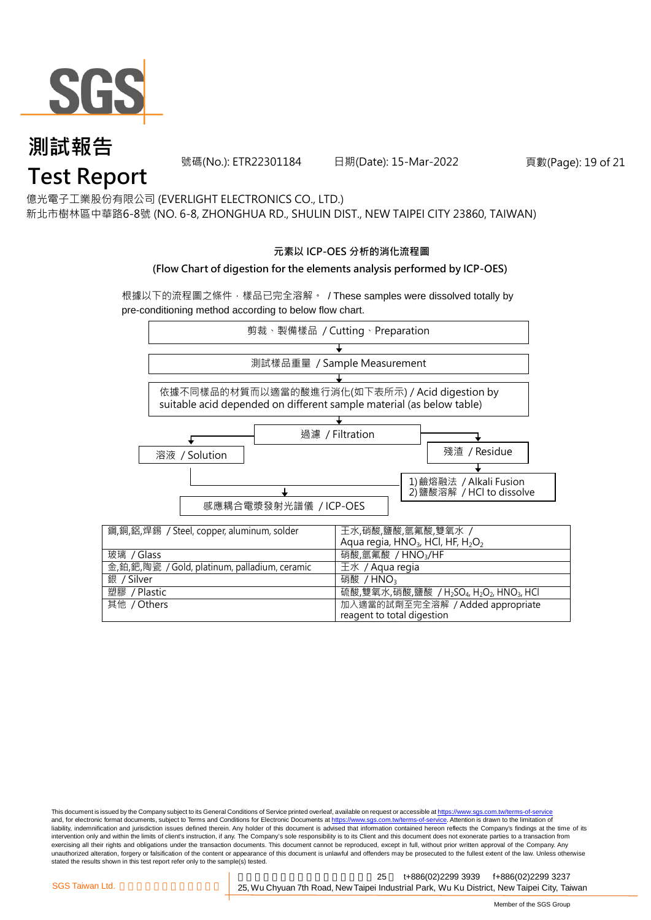# 測試報告
# Test Report

號碼(No.): ETR22301184　　日期(Date): 15-Mar-2022

億光電子工業股份有限公司 (EVERLIGHT ELECTRONICS CO., LTD.)
新北市樹林區中華路6-8號 (NO. 6-8, ZHONGHUA RD., SHULIN DIST., NEW TAIPEI CITY 23860, TAIWAN)

## 元素以 ICP-OES 分析的消化流程圖
## (Flow Chart of digestion for the elements analysis performed by ICP-OES)

根據以下的流程圖之條件，樣品已完全溶解。 / These samples were dissolved totally by pre-conditioning method according to below flow chart.

剪裁、製備樣品 / Cutting、Preparation
↓
測試樣品重量 / Sample Measurement
↓
依據不同樣品的材質而以適當的酸進行消化(如下表所示) / Acid digestion by suitable acid depended on different sample material (as below table)
↓
過濾 / Filtration
- → 溶液 / Solution → 感應耦合電漿發射光譜儀 / ICP-OES
- → 殘渣 / Residue → 1) 鹼熔融法 / Alkali Fusion 2) 鹽酸溶解 / HCl to dissolve → 感應耦合電漿發射光譜儀 / ICP-OES

| 鋼,銅,鋁,焊錫 / Steel, copper, aluminum, solder | 王水,硝酸,鹽酸,氫氟酸,雙氧水 / Aqua regia, $HNO_3$, HCl, HF, $H_2O_2$ |
|---|---|
| 玻璃 / Glass | 硝酸,氫氟酸 / $HNO_3$/HF |
| 金,鉑,鈀,陶瓷 / Gold, platinum, palladium, ceramic | 王水 / Aqua regia |
| 銀 / Silver | 硝酸 / $HNO_3$ |
| 塑膠 / Plastic | 硫酸,雙氧水,硝酸,鹽酸 / $H_2SO_4$, $H_2O_2$, $HNO_3$, HCl |
| 其他 / Others | 加入適當的試劑至完全溶解 / Added appropriate reagent to total digestion |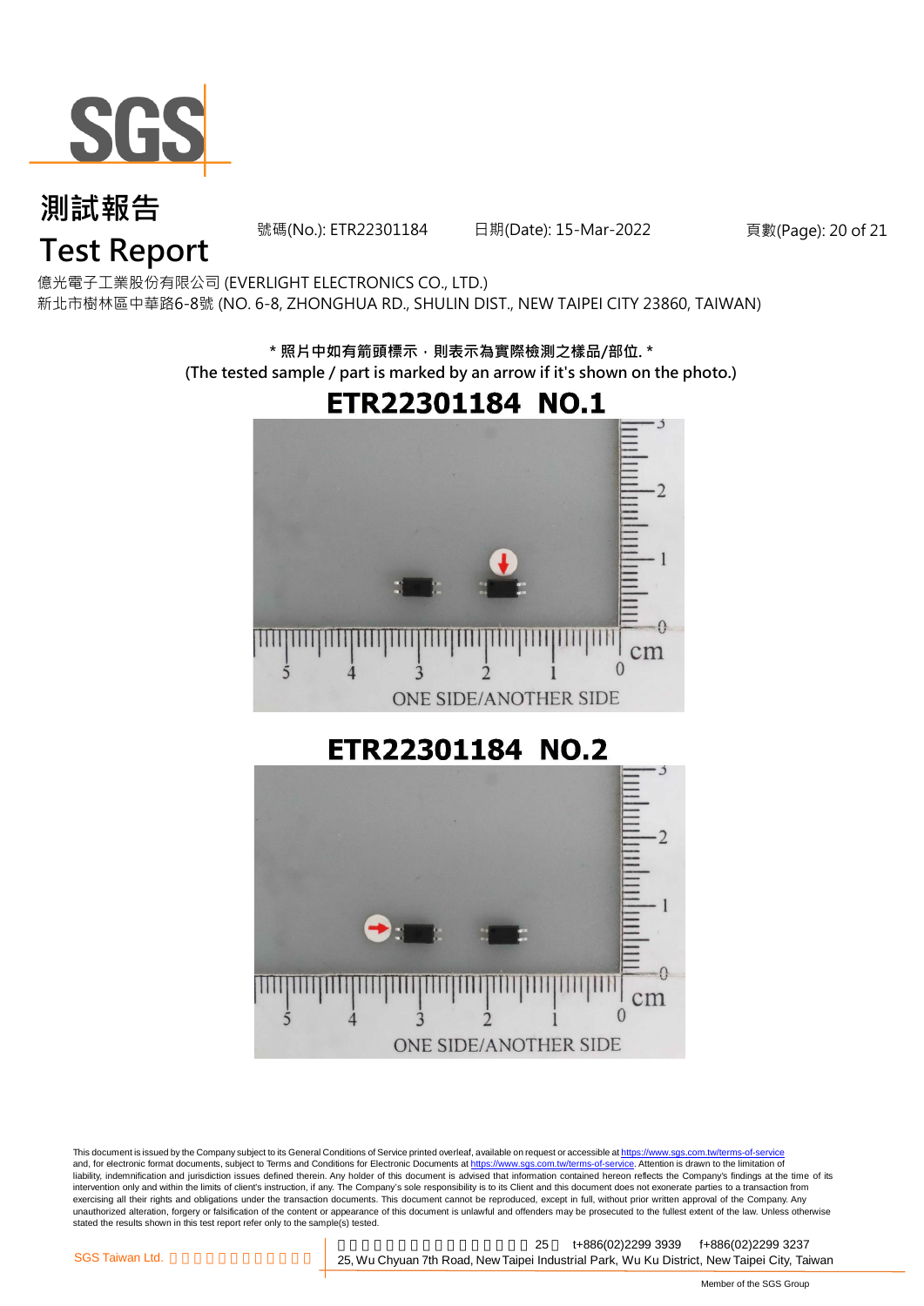# 測試報告
# Test Report

號碼(No.): ETR22301184　　日期(Date): 15-Mar-2022

億光電子工業股份有限公司 (EVERLIGHT ELECTRONICS CO., LTD.)
新北市樹林區中華路6-8號 (NO. 6-8, ZHONGHUA RD., SHULIN DIST., NEW TAIPEI CITY 23860, TAIWAN)

**\* 照片中如有箭頭標示，則表示為實際檢測之樣品/部位. \***
**(The tested sample / part is marked by an arrow if it's shown on the photo.)**

## ETR22301184 NO.1

ONE SIDE/ANOTHER SIDE

## ETR22301184 NO.2

ONE SIDE/ANOTHER SIDE

This document is issued by the Company subject to its General Conditions of Service printed overleaf, available on request or accessible at https://www.sgs.com.tw/terms-of-service and, for electronic format documents, subject to Terms and Conditions for Electronic Documents at https://www.sgs.com.tw/terms-of-service. Attention is drawn to the limitation of liability, indemnification and jurisdiction issues defined therein. Any holder of this document is advised that information contained hereon reflects the Company's findings at the time of its intervention only and within the limits of client's instruction, if any. The Company's sole responsibility is to its Client and this document does not exonerate parties to a transaction from exercising all their rights and obligations under the transaction documents. This document cannot be reproduced, except in full, without prior written approval of the Company. Any unauthorized alteration, forgery or falsification of the content or appearance of this document is unlawful and offenders may be prosecuted to the fullest extent of the law. Unless otherwise stated the results shown in this test report refer only to the sample(s) tested.

SGS Taiwan Ltd. 台灣檢驗科技股份有限公司 | 新北市五股區新北產業園區五權七路25號 t+886(02)2299 3939 f+886(02)2299 3237
25, Wu Chyuan 7th Road, New Taipei Industrial Park, Wu Ku District, New Taipei City, Taiwan

Member of the SGS Group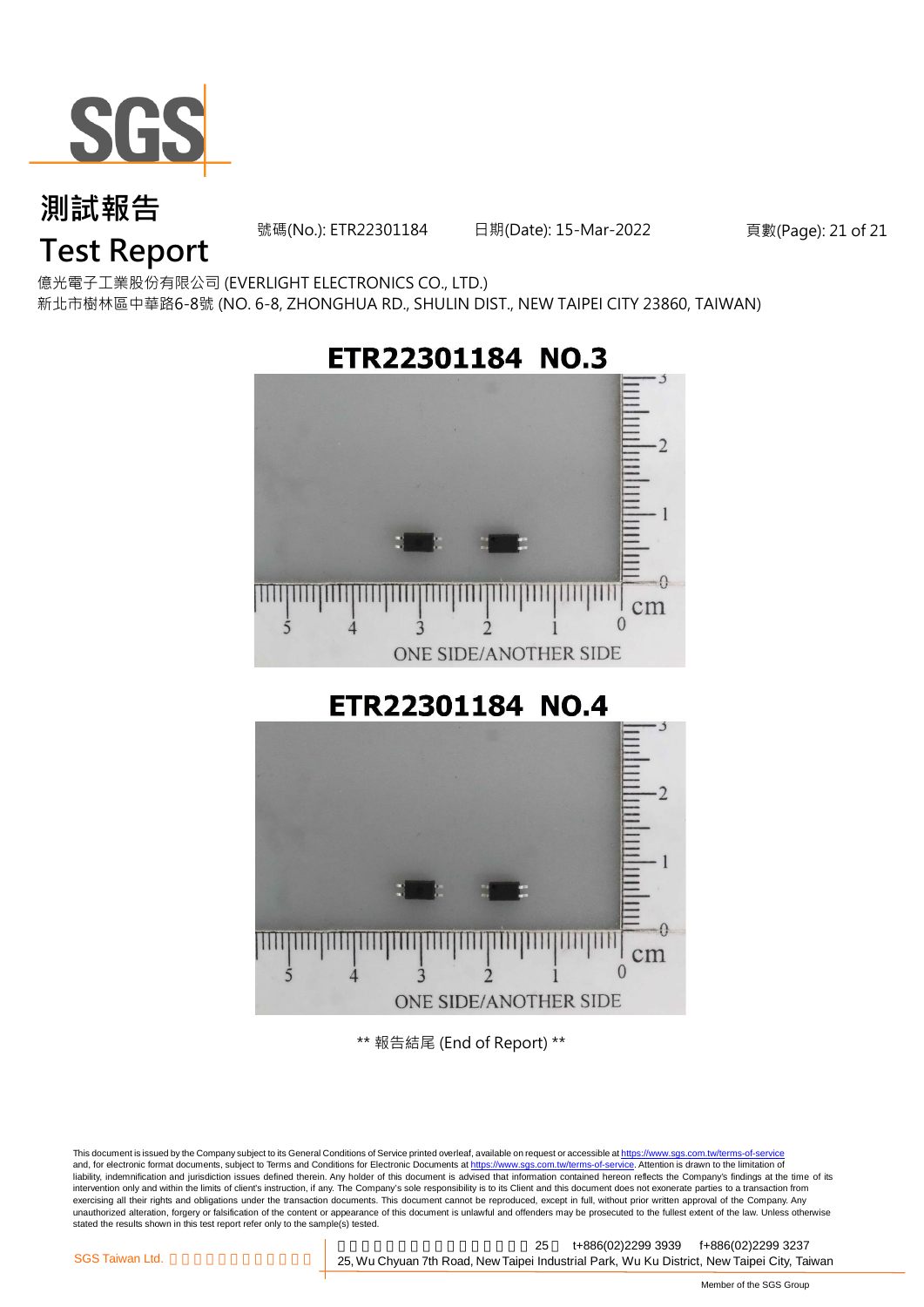億光電子工業股份有限公司 (EVERLIGHT ELECTRONICS CO., LTD.)
新北市樹林區中華路6-8號 (NO. 6-8, ZHONGHUA RD., SHULIN DIST., NEW TAIPEI CITY 23860, TAIWAN)

## ETR22301184 NO.3

ONE SIDE/ANOTHER SIDE

## ETR22301184 NO.4

ONE SIDE/ANOTHER SIDE

** 報告結尾 (End of Report) **